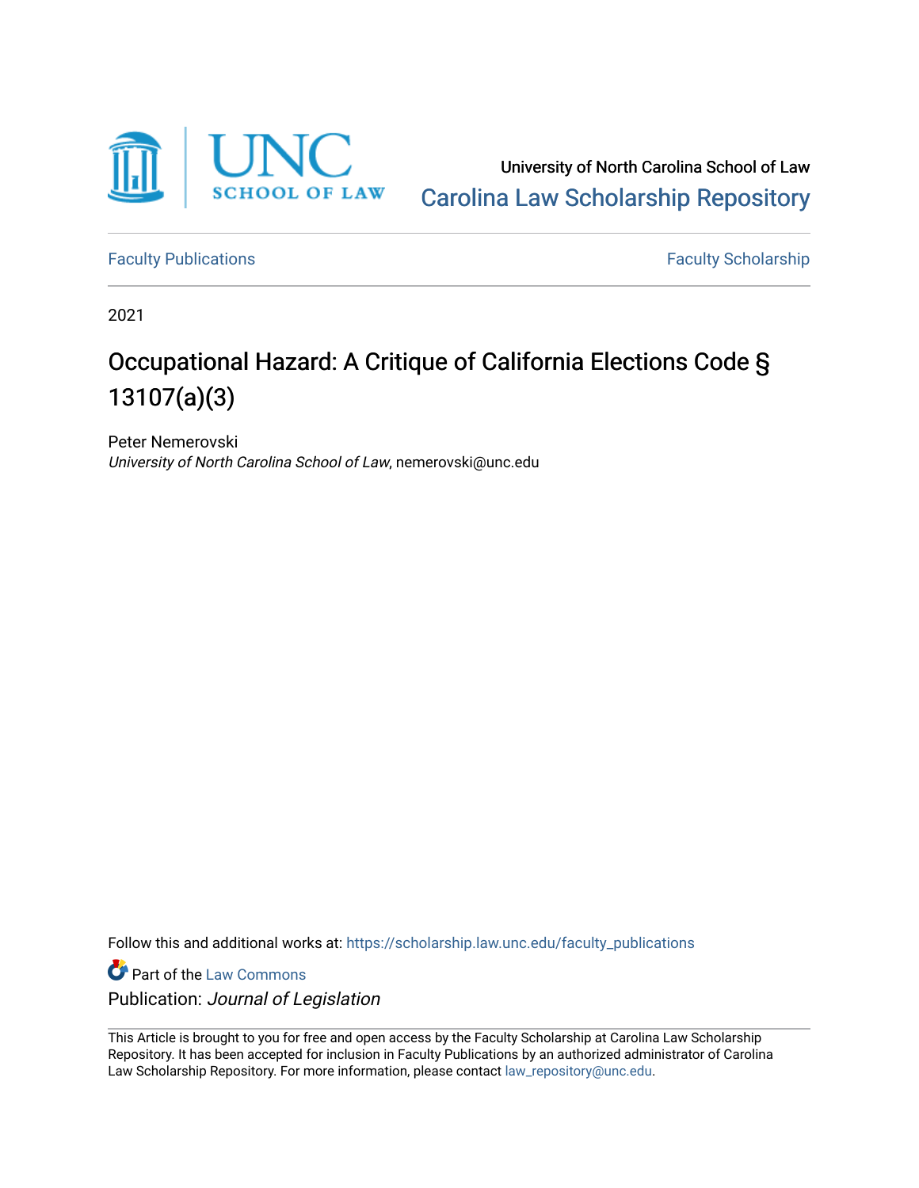University of North Carolina School of Law

Carolina Law Scholarship Repository

Faculty Publications | Faculty Scholarship

2021

# Occupational Hazard: A Critique of California Elections Code § 13107(a)(3)

Peter Nemerovski

*University of North Carolina School of Law*, nemerovski@unc.edu

Follow this and additional works at: https://scholarship.law.unc.edu/faculty_publications

Part of the Law Commons

Publication: *Journal of Legislation*

This Article is brought to you for free and open access by the Faculty Scholarship at Carolina Law Scholarship Repository. It has been accepted for inclusion in Faculty Publications by an authorized administrator of Carolina Law Scholarship Repository. For more information, please contact law_repository@unc.edu.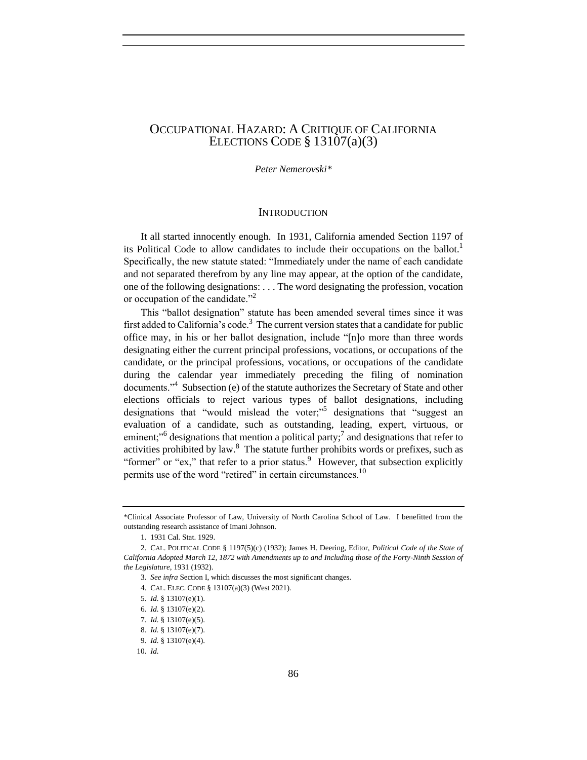# OCCUPATIONAL HAZARD: A CRITIQUE OF CALIFORNIA ELECTIONS CODE § 13107(a)(3)

*Peter Nemerovski\**

## INTRODUCTION

It all started innocently enough. In 1931, California amended Section 1197 of its Political Code to allow candidates to include their occupations on the ballot.[1] Specifically, the new statute stated: "Immediately under the name of each candidate and not separated therefrom by any line may appear, at the option of the candidate, one of the following designations: . . . The word designating the profession, vocation or occupation of the candidate."[2]

This "ballot designation" statute has been amended several times since it was first added to California's code.[3] The current version states that a candidate for public office may, in his or her ballot designation, include "[n]o more than three words designating either the current principal professions, vocations, or occupations of the candidate, or the principal professions, vocations, or occupations of the candidate during the calendar year immediately preceding the filing of nomination documents."[4] Subsection (e) of the statute authorizes the Secretary of State and other elections officials to reject various types of ballot designations, including designations that "would mislead the voter;"[5] designations that "suggest an evaluation of a candidate, such as outstanding, leading, expert, virtuous, or eminent;"[6] designations that mention a political party;[7] and designations that refer to activities prohibited by law.[8] The statute further prohibits words or prefixes, such as "former" or "ex," that refer to a prior status.[9] However, that subsection explicitly permits use of the word "retired" in certain circumstances.[10]

---

\*Clinical Associate Professor of Law, University of North Carolina School of Law. I benefitted from the outstanding research assistance of Imani Johnson.

1. 1931 Cal. Stat. 1929.

2. CAL. POLITICAL CODE § 1197(5)(c) (1932); James H. Deering, Editor, *Political Code of the State of California Adopted March 12, 1872 with Amendments up to and Including those of the Forty-Ninth Session of the Legislature*, 1931 (1932).

3. *See infra* Section I, which discusses the most significant changes.

4. CAL. ELEC. CODE § 13107(a)(3) (West 2021).

5. *Id.* § 13107(e)(1).

6. *Id.* § 13107(e)(2).

7. *Id.* § 13107(e)(5).

8. *Id.* § 13107(e)(7).

9. *Id.* § 13107(e)(4).

10. *Id.*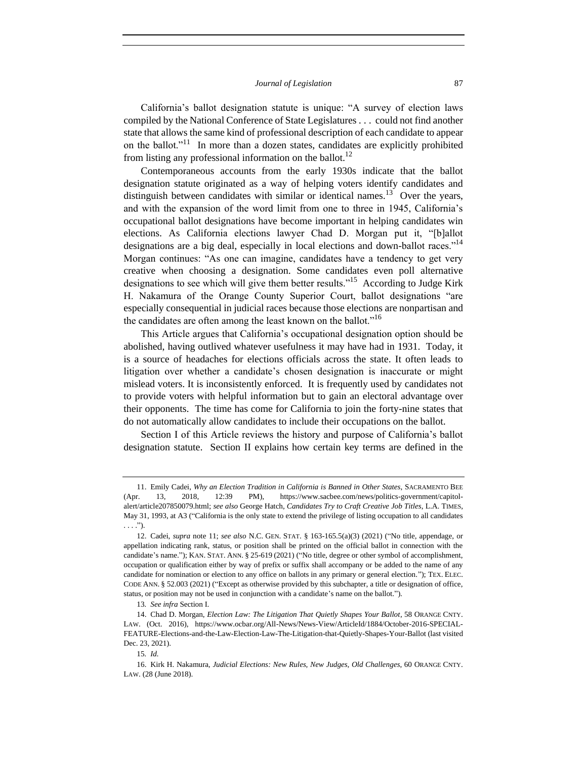California's ballot designation statute is unique: "A survey of election laws compiled by the National Conference of State Legislatures . . . could not find another state that allows the same kind of professional description of each candidate to appear on the ballot."[11] In more than a dozen states, candidates are explicitly prohibited from listing any professional information on the ballot.[12]

Contemporaneous accounts from the early 1930s indicate that the ballot designation statute originated as a way of helping voters identify candidates and distinguish between candidates with similar or identical names.[13] Over the years, and with the expansion of the word limit from one to three in 1945, California's occupational ballot designations have become important in helping candidates win elections. As California elections lawyer Chad D. Morgan put it, "[b]allot designations are a big deal, especially in local elections and down-ballot races."[14] Morgan continues: "As one can imagine, candidates have a tendency to get very creative when choosing a designation. Some candidates even poll alternative designations to see which will give them better results."[15] According to Judge Kirk H. Nakamura of the Orange County Superior Court, ballot designations "are especially consequential in judicial races because those elections are nonpartisan and the candidates are often among the least known on the ballot."[16]

This Article argues that California's occupational designation option should be abolished, having outlived whatever usefulness it may have had in 1931. Today, it is a source of headaches for elections officials across the state. It often leads to litigation over whether a candidate's chosen designation is inaccurate or might mislead voters. It is inconsistently enforced. It is frequently used by candidates not to provide voters with helpful information but to gain an electoral advantage over their opponents. The time has come for California to join the forty-nine states that do not automatically allow candidates to include their occupations on the ballot.

Section I of this Article reviews the history and purpose of California's ballot designation statute. Section II explains how certain key terms are defined in the

---

11. Emily Cadei, *Why an Election Tradition in California is Banned in Other States*, SACRAMENTO BEE (Apr. 13, 2018, 12:39 PM), https://www.sacbee.com/news/politics-government/capitol-alert/article207850079.html; *see also* George Hatch, *Candidates Try to Craft Creative Job Titles*, L.A. TIMES, May 31, 1993, at A3 ("California is the only state to extend the privilege of listing occupation to all candidates . . . .").

12. Cadei, *supra* note 11; *see also* N.C. GEN. STAT. § 163-165.5(a)(3) (2021) ("No title, appendage, or appellation indicating rank, status, or position shall be printed on the official ballot in connection with the candidate's name."); KAN. STAT. ANN. § 25-619 (2021) ("No title, degree or other symbol of accomplishment, occupation or qualification either by way of prefix or suffix shall accompany or be added to the name of any candidate for nomination or election to any office on ballots in any primary or general election."); TEX. ELEC. CODE ANN. § 52.003 (2021) ("Except as otherwise provided by this subchapter, a title or designation of office, status, or position may not be used in conjunction with a candidate's name on the ballot.").

13. *See infra* Section I.

14. Chad D. Morgan, *Election Law: The Litigation That Quietly Shapes Your Ballot*, 58 ORANGE CNTY. LAW. (Oct. 2016), https://www.ocbar.org/All-News/News-View/ArticleId/1884/October-2016-SPECIAL-FEATURE-Elections-and-the-Law-Election-Law-The-Litigation-that-Quietly-Shapes-Your-Ballot (last visited Dec. 23, 2021).

15. *Id.*

16. Kirk H. Nakamura, *Judicial Elections: New Rules, New Judges, Old Challenges*, 60 ORANGE CNTY. LAW. (28 (June 2018).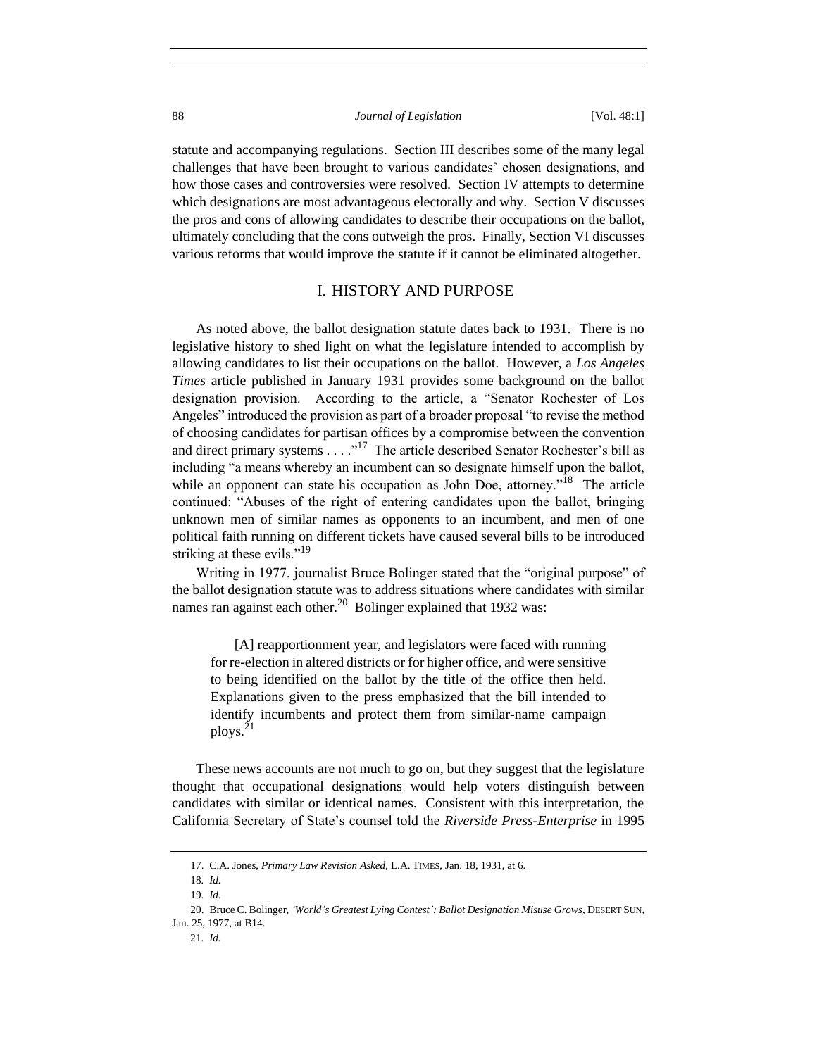statute and accompanying regulations. Section III describes some of the many legal challenges that have been brought to various candidates' chosen designations, and how those cases and controversies were resolved. Section IV attempts to determine which designations are most advantageous electorally and why. Section V discusses the pros and cons of allowing candidates to describe their occupations on the ballot, ultimately concluding that the cons outweigh the pros. Finally, Section VI discusses various reforms that would improve the statute if it cannot be eliminated altogether.

## I. HISTORY AND PURPOSE

As noted above, the ballot designation statute dates back to 1931. There is no legislative history to shed light on what the legislature intended to accomplish by allowing candidates to list their occupations on the ballot. However, a *Los Angeles Times* article published in January 1931 provides some background on the ballot designation provision. According to the article, a "Senator Rochester of Los Angeles" introduced the provision as part of a broader proposal "to revise the method of choosing candidates for partisan offices by a compromise between the convention and direct primary systems . . . ."[17] The article described Senator Rochester's bill as including "a means whereby an incumbent can so designate himself upon the ballot, while an opponent can state his occupation as John Doe, attorney."[18] The article continued: "Abuses of the right of entering candidates upon the ballot, bringing unknown men of similar names as opponents to an incumbent, and men of one political faith running on different tickets have caused several bills to be introduced striking at these evils."[19]

Writing in 1977, journalist Bruce Bolinger stated that the "original purpose" of the ballot designation statute was to address situations where candidates with similar names ran against each other.[20] Bolinger explained that 1932 was:

> [A] reapportionment year, and legislators were faced with running for re-election in altered districts or for higher office, and were sensitive to being identified on the ballot by the title of the office then held. Explanations given to the press emphasized that the bill intended to identify incumbents and protect them from similar-name campaign ploys.[21]

These news accounts are not much to go on, but they suggest that the legislature thought that occupational designations would help voters distinguish between candidates with similar or identical names. Consistent with this interpretation, the California Secretary of State's counsel told the *Riverside Press-Enterprise* in 1995

---

17. C.A. Jones, *Primary Law Revision Asked*, L.A. TIMES, Jan. 18, 1931, at 6.

18. *Id.*

19. *Id.*

20. Bruce C. Bolinger, *'World's Greatest Lying Contest': Ballot Designation Misuse Grows*, DESERT SUN, Jan. 25, 1977, at B14.

21. *Id.*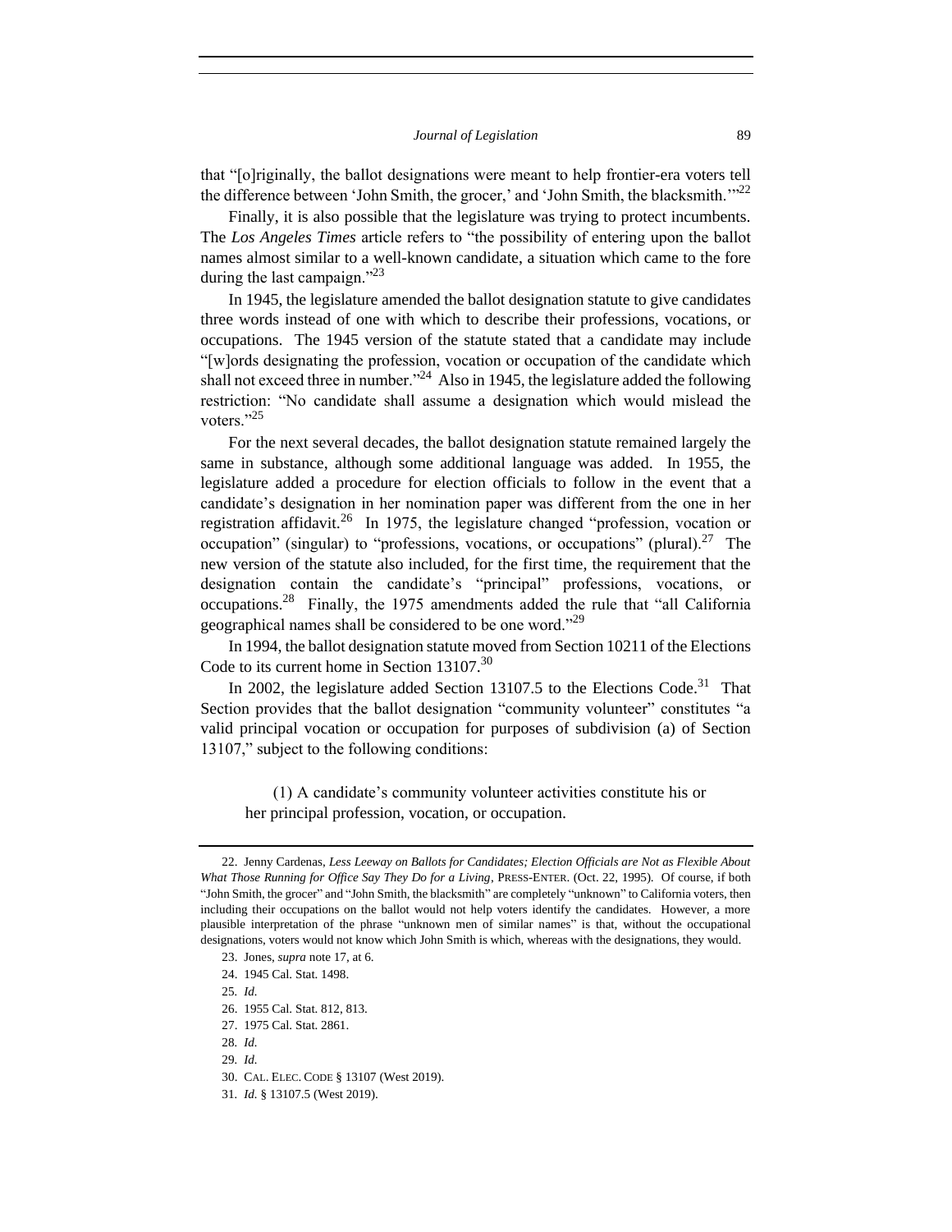that "[o]riginally, the ballot designations were meant to help frontier-era voters tell the difference between 'John Smith, the grocer,' and 'John Smith, the blacksmith.'"[22]

Finally, it is also possible that the legislature was trying to protect incumbents. The *Los Angeles Times* article refers to "the possibility of entering upon the ballot names almost similar to a well-known candidate, a situation which came to the fore during the last campaign."[23]

In 1945, the legislature amended the ballot designation statute to give candidates three words instead of one with which to describe their professions, vocations, or occupations. The 1945 version of the statute stated that a candidate may include "[w]ords designating the profession, vocation or occupation of the candidate which shall not exceed three in number."[24] Also in 1945, the legislature added the following restriction: "No candidate shall assume a designation which would mislead the voters."[25]

For the next several decades, the ballot designation statute remained largely the same in substance, although some additional language was added. In 1955, the legislature added a procedure for election officials to follow in the event that a candidate's designation in her nomination paper was different from the one in her registration affidavit.[26] In 1975, the legislature changed "profession, vocation or occupation" (singular) to "professions, vocations, or occupations" (plural).[27] The new version of the statute also included, for the first time, the requirement that the designation contain the candidate's "principal" professions, vocations, or occupations.[28] Finally, the 1975 amendments added the rule that "all California geographical names shall be considered to be one word."[29]

In 1994, the ballot designation statute moved from Section 10211 of the Elections Code to its current home in Section 13107.[30]

In 2002, the legislature added Section 13107.5 to the Elections Code.[31] That Section provides that the ballot designation "community volunteer" constitutes "a valid principal vocation or occupation for purposes of subdivision (a) of Section 13107," subject to the following conditions:

> (1) A candidate's community volunteer activities constitute his or her principal profession, vocation, or occupation.

---

22. Jenny Cardenas, *Less Leeway on Ballots for Candidates; Election Officials are Not as Flexible About What Those Running for Office Say They Do for a Living*, PRESS-ENTER. (Oct. 22, 1995). Of course, if both "John Smith, the grocer" and "John Smith, the blacksmith" are completely "unknown" to California voters, then including their occupations on the ballot would not help voters identify the candidates. However, a more plausible interpretation of the phrase "unknown men of similar names" is that, without the occupational designations, voters would not know which John Smith is which, whereas with the designations, they would.

23. Jones, *supra* note 17, at 6.

24. 1945 Cal. Stat. 1498.

25. *Id.*

26. 1955 Cal. Stat. 812, 813.

27. 1975 Cal. Stat. 2861.

28. *Id.*

29. *Id.*

30. CAL. ELEC. CODE § 13107 (West 2019).

31. *Id.* § 13107.5 (West 2019).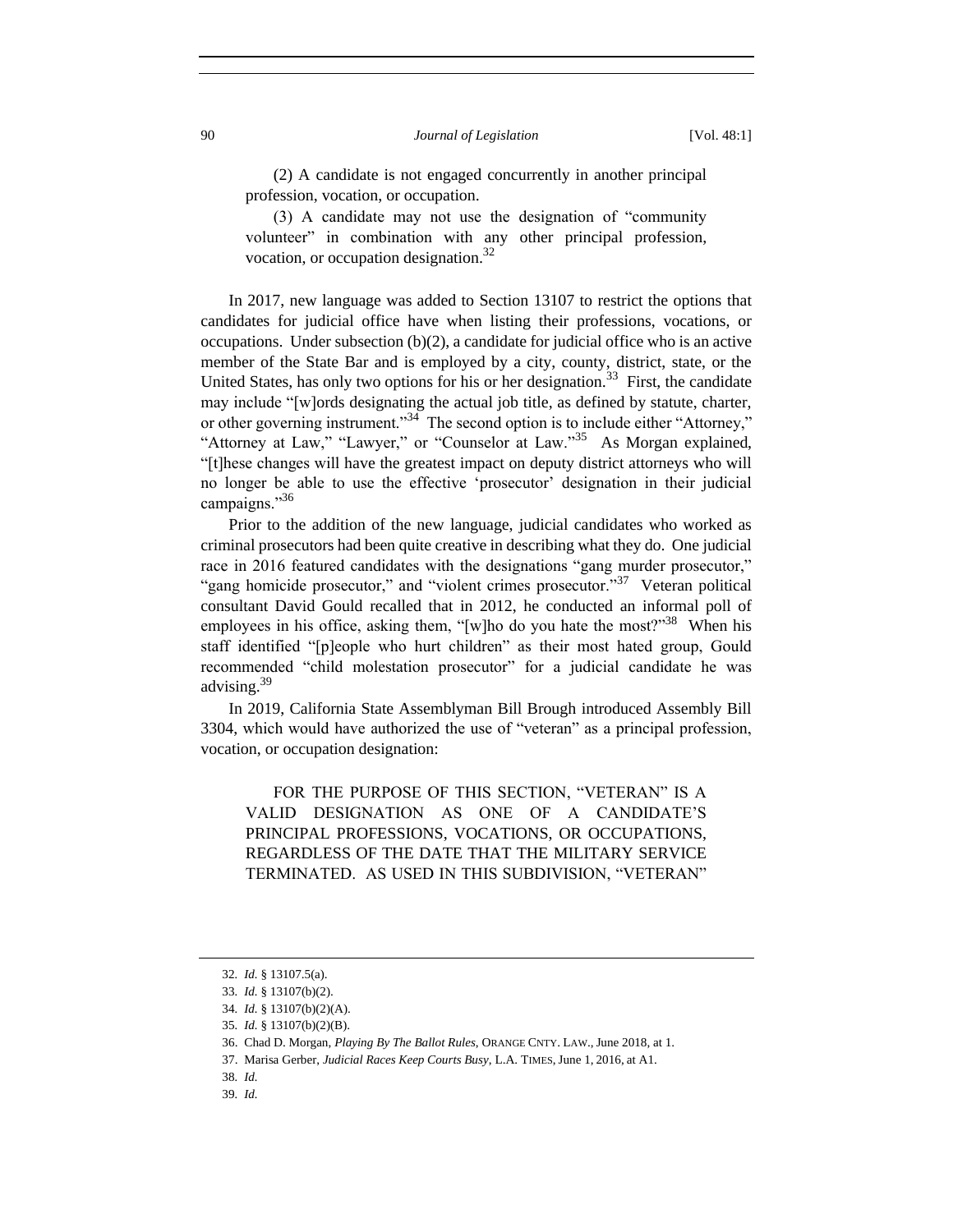> (2) A candidate is not engaged concurrently in another principal profession, vocation, or occupation.
>
> (3) A candidate may not use the designation of "community volunteer" in combination with any other principal profession, vocation, or occupation designation.[32]

In 2017, new language was added to Section 13107 to restrict the options that candidates for judicial office have when listing their professions, vocations, or occupations. Under subsection (b)(2), a candidate for judicial office who is an active member of the State Bar and is employed by a city, county, district, state, or the United States, has only two options for his or her designation.[33] First, the candidate may include "[w]ords designating the actual job title, as defined by statute, charter, or other governing instrument."[34] The second option is to include either "Attorney," "Attorney at Law," "Lawyer," or "Counselor at Law."[35] As Morgan explained, "[t]hese changes will have the greatest impact on deputy district attorneys who will no longer be able to use the effective 'prosecutor' designation in their judicial campaigns."[36]

Prior to the addition of the new language, judicial candidates who worked as criminal prosecutors had been quite creative in describing what they do. One judicial race in 2016 featured candidates with the designations "gang murder prosecutor," "gang homicide prosecutor," and "violent crimes prosecutor."[37] Veteran political consultant David Gould recalled that in 2012, he conducted an informal poll of employees in his office, asking them, "[w]ho do you hate the most?"[38] When his staff identified "[p]eople who hurt children" as their most hated group, Gould recommended "child molestation prosecutor" for a judicial candidate he was advising.[39]

In 2019, California State Assemblyman Bill Brough introduced Assembly Bill 3304, which would have authorized the use of "veteran" as a principal profession, vocation, or occupation designation:

> FOR THE PURPOSE OF THIS SECTION, "VETERAN" IS A VALID DESIGNATION AS ONE OF A CANDIDATE'S PRINCIPAL PROFESSIONS, VOCATIONS, OR OCCUPATIONS, REGARDLESS OF THE DATE THAT THE MILITARY SERVICE TERMINATED. AS USED IN THIS SUBDIVISION, "VETERAN"

---

32. *Id.* § 13107.5(a).
33. *Id.* § 13107(b)(2).
34. *Id.* § 13107(b)(2)(A).
35. *Id.* § 13107(b)(2)(B).
36. Chad D. Morgan, *Playing By The Ballot Rules*, ORANGE CNTY. LAW., June 2018, at 1.
37. Marisa Gerber, *Judicial Races Keep Courts Busy*, L.A. TIMES, June 1, 2016, at A1.
38. *Id.*
39. *Id.*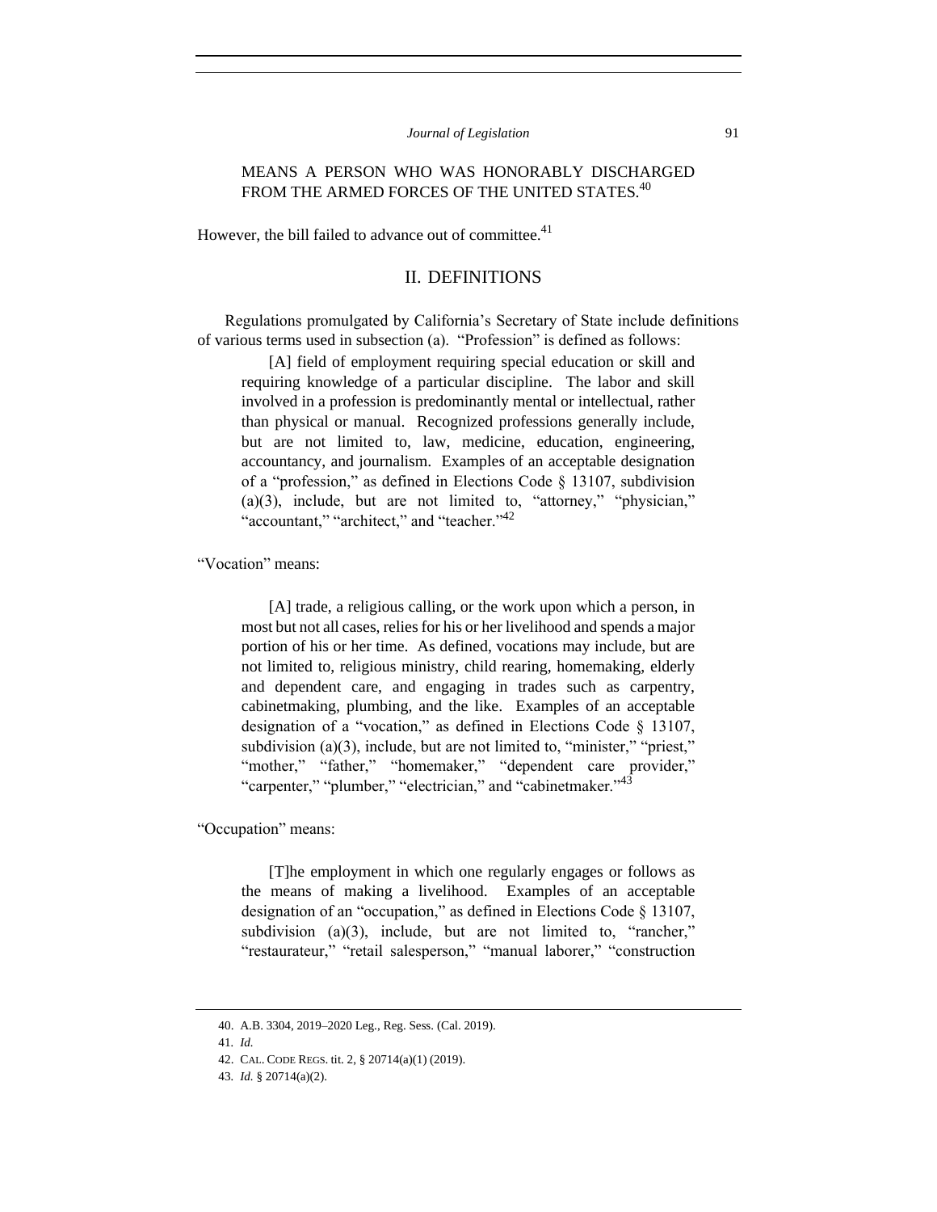> MEANS A PERSON WHO WAS HONORABLY DISCHARGED FROM THE ARMED FORCES OF THE UNITED STATES.[40]

However, the bill failed to advance out of committee.[41]

## II. DEFINITIONS

Regulations promulgated by California's Secretary of State include definitions of various terms used in subsection (a). "Profession" is defined as follows:

> [A] field of employment requiring special education or skill and requiring knowledge of a particular discipline. The labor and skill involved in a profession is predominantly mental or intellectual, rather than physical or manual. Recognized professions generally include, but are not limited to, law, medicine, education, engineering, accountancy, and journalism. Examples of an acceptable designation of a "profession," as defined in Elections Code § 13107, subdivision (a)(3), include, but are not limited to, "attorney," "physician," "accountant," "architect," and "teacher."[42]

"Vocation" means:

> [A] trade, a religious calling, or the work upon which a person, in most but not all cases, relies for his or her livelihood and spends a major portion of his or her time. As defined, vocations may include, but are not limited to, religious ministry, child rearing, homemaking, elderly and dependent care, and engaging in trades such as carpentry, cabinetmaking, plumbing, and the like. Examples of an acceptable designation of a "vocation," as defined in Elections Code § 13107, subdivision (a)(3), include, but are not limited to, "minister," "priest," "mother," "father," "homemaker," "dependent care provider," "carpenter," "plumber," "electrician," and "cabinetmaker."[43]

"Occupation" means:

> [T]he employment in which one regularly engages or follows as the means of making a livelihood. Examples of an acceptable designation of an "occupation," as defined in Elections Code § 13107, subdivision (a)(3), include, but are not limited to, "rancher," "restaurateur," "retail salesperson," "manual laborer," "construction

---

40. A.B. 3304, 2019–2020 Leg., Reg. Sess. (Cal. 2019).

41. *Id.*

42. CAL. CODE REGS. tit. 2, § 20714(a)(1) (2019).

43. *Id.* § 20714(a)(2).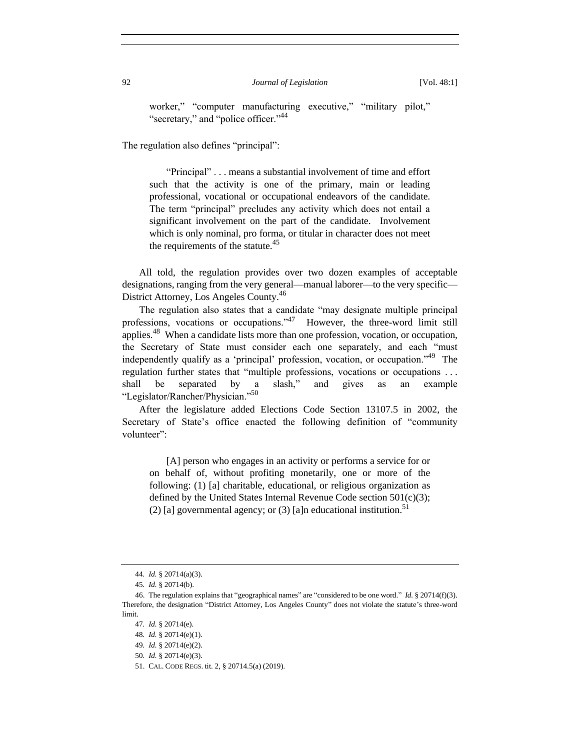worker," "computer manufacturing executive," "military pilot," "secretary," and "police officer."[44]

The regulation also defines "principal":

> "Principal" . . . means a substantial involvement of time and effort such that the activity is one of the primary, main or leading professional, vocational or occupational endeavors of the candidate. The term "principal" precludes any activity which does not entail a significant involvement on the part of the candidate. Involvement which is only nominal, pro forma, or titular in character does not meet the requirements of the statute.[45]

All told, the regulation provides over two dozen examples of acceptable designations, ranging from the very general—manual laborer—to the very specific—District Attorney, Los Angeles County.[46]

The regulation also states that a candidate "may designate multiple principal professions, vocations or occupations."[47] However, the three-word limit still applies.[48] When a candidate lists more than one profession, vocation, or occupation, the Secretary of State must consider each one separately, and each "must independently qualify as a 'principal' profession, vocation, or occupation."[49] The regulation further states that "multiple professions, vocations or occupations . . . shall be separated by a slash," and gives as an example "Legislator/Rancher/Physician."[50]

After the legislature added Elections Code Section 13107.5 in 2002, the Secretary of State's office enacted the following definition of "community volunteer":

> [A] person who engages in an activity or performs a service for or on behalf of, without profiting monetarily, one or more of the following: (1) [a] charitable, educational, or religious organization as defined by the United States Internal Revenue Code section 501(c)(3); (2) [a] governmental agency; or (3) [a]n educational institution.[51]

---

44. *Id.* § 20714(a)(3).

45. *Id.* § 20714(b).

46. The regulation explains that "geographical names" are "considered to be one word." *Id.* § 20714(f)(3). Therefore, the designation "District Attorney, Los Angeles County" does not violate the statute's three-word limit.

47. *Id.* § 20714(e).

48. *Id.* § 20714(e)(1).

49. *Id.* § 20714(e)(2).

50. *Id.* § 20714(e)(3).

51. CAL. CODE REGS. tit. 2, § 20714.5(a) (2019).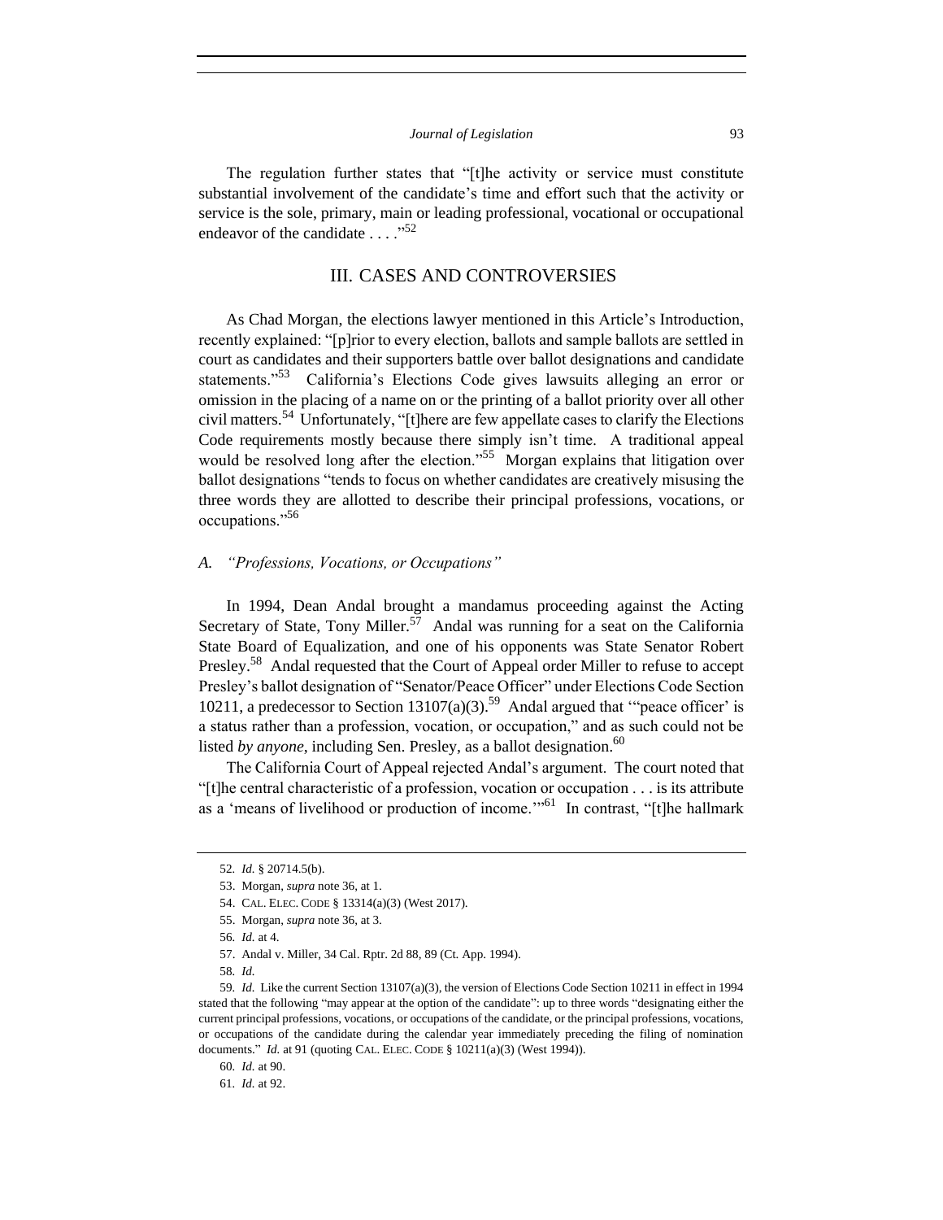The regulation further states that "[t]he activity or service must constitute substantial involvement of the candidate's time and effort such that the activity or service is the sole, primary, main or leading professional, vocational or occupational endeavor of the candidate . . . ."[52]

## III. CASES AND CONTROVERSIES

As Chad Morgan, the elections lawyer mentioned in this Article's Introduction, recently explained: "[p]rior to every election, ballots and sample ballots are settled in court as candidates and their supporters battle over ballot designations and candidate statements."[53] California's Elections Code gives lawsuits alleging an error or omission in the placing of a name on or the printing of a ballot priority over all other civil matters.[54] Unfortunately, "[t]here are few appellate cases to clarify the Elections Code requirements mostly because there simply isn't time. A traditional appeal would be resolved long after the election."[55] Morgan explains that litigation over ballot designations "tends to focus on whether candidates are creatively misusing the three words they are allotted to describe their principal professions, vocations, or occupations."[56]

### A. *"Professions, Vocations, or Occupations"*

In 1994, Dean Andal brought a mandamus proceeding against the Acting Secretary of State, Tony Miller.[57] Andal was running for a seat on the California State Board of Equalization, and one of his opponents was State Senator Robert Presley.[58] Andal requested that the Court of Appeal order Miller to refuse to accept Presley's ballot designation of "Senator/Peace Officer" under Elections Code Section 10211, a predecessor to Section 13107(a)(3).[59] Andal argued that "'peace officer' is a status rather than a profession, vocation, or occupation," and as such could not be listed *by anyone*, including Sen. Presley, as a ballot designation.[60]

The California Court of Appeal rejected Andal's argument. The court noted that "[t]he central characteristic of a profession, vocation or occupation . . . is its attribute as a 'means of livelihood or production of income.'"[61] In contrast, "[t]he hallmark

---

52. *Id.* § 20714.5(b).

53. Morgan, *supra* note 36, at 1.

54. CAL. ELEC. CODE § 13314(a)(3) (West 2017).

55. Morgan, *supra* note 36, at 3.

56. *Id.* at 4.

57. Andal v. Miller, 34 Cal. Rptr. 2d 88, 89 (Ct. App. 1994).

58. *Id.*

59. *Id.* Like the current Section 13107(a)(3), the version of Elections Code Section 10211 in effect in 1994 stated that the following "may appear at the option of the candidate": up to three words "designating either the current principal professions, vocations, or occupations of the candidate, or the principal professions, vocations, or occupations of the candidate during the calendar year immediately preceding the filing of nomination documents." *Id.* at 91 (quoting CAL. ELEC. CODE § 10211(a)(3) (West 1994)).

60. *Id.* at 90.

61. *Id.* at 92.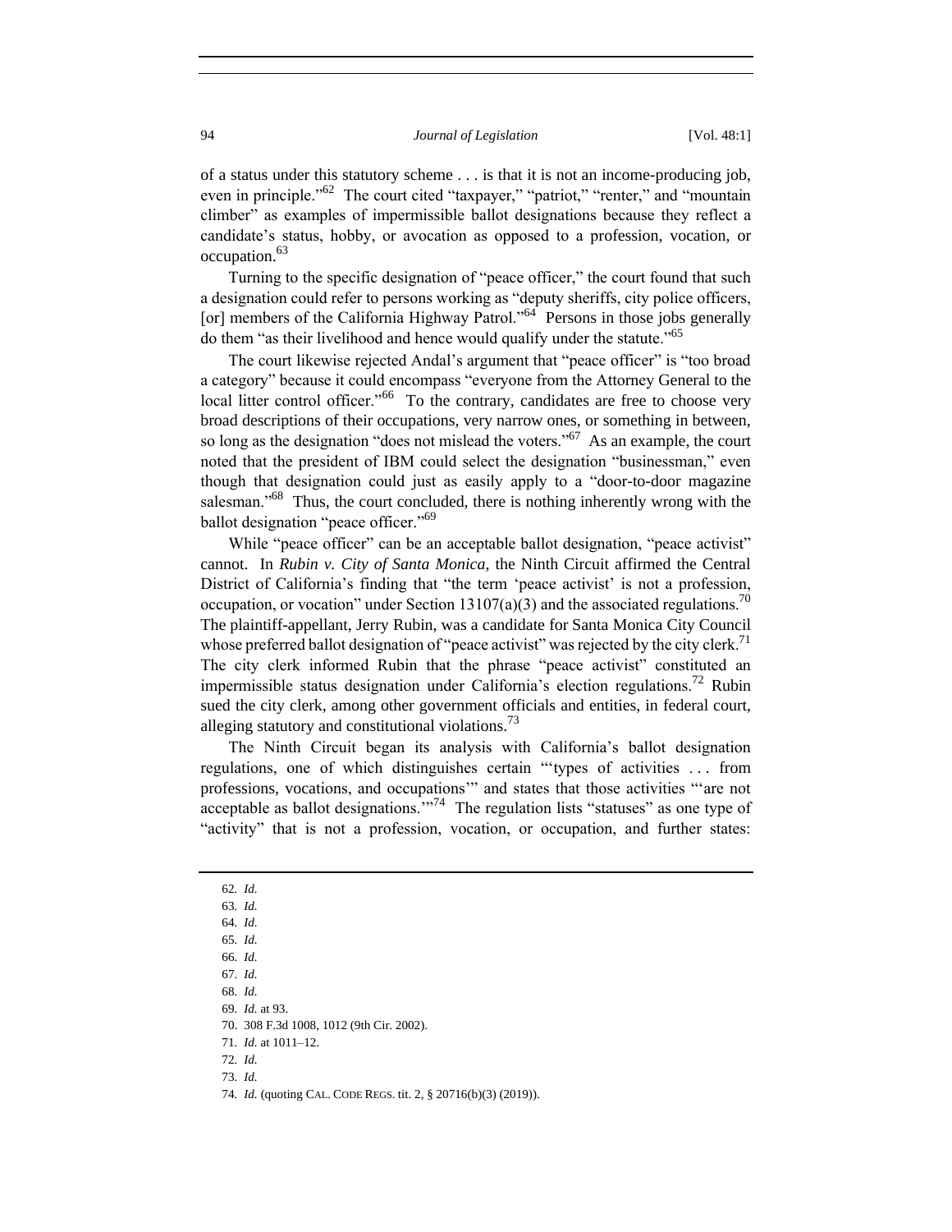of a status under this statutory scheme . . . is that it is not an income-producing job, even in principle."[62] The court cited "taxpayer," "patriot," "renter," and "mountain climber" as examples of impermissible ballot designations because they reflect a candidate's status, hobby, or avocation as opposed to a profession, vocation, or occupation.[63]

Turning to the specific designation of "peace officer," the court found that such a designation could refer to persons working as "deputy sheriffs, city police officers, [or] members of the California Highway Patrol."[64] Persons in those jobs generally do them "as their livelihood and hence would qualify under the statute."[65]

The court likewise rejected Andal's argument that "peace officer" is "too broad a category" because it could encompass "everyone from the Attorney General to the local litter control officer."[66] To the contrary, candidates are free to choose very broad descriptions of their occupations, very narrow ones, or something in between, so long as the designation "does not mislead the voters."[67] As an example, the court noted that the president of IBM could select the designation "businessman," even though that designation could just as easily apply to a "door-to-door magazine salesman."[68] Thus, the court concluded, there is nothing inherently wrong with the ballot designation "peace officer."[69]

While "peace officer" can be an acceptable ballot designation, "peace activist" cannot. In *Rubin v. City of Santa Monica*, the Ninth Circuit affirmed the Central District of California's finding that "the term 'peace activist' is not a profession, occupation, or vocation" under Section 13107(a)(3) and the associated regulations.[70] The plaintiff-appellant, Jerry Rubin, was a candidate for Santa Monica City Council whose preferred ballot designation of "peace activist" was rejected by the city clerk.[71] The city clerk informed Rubin that the phrase "peace activist" constituted an impermissible status designation under California's election regulations.[72] Rubin sued the city clerk, among other government officials and entities, in federal court, alleging statutory and constitutional violations.[73]

The Ninth Circuit began its analysis with California's ballot designation regulations, one of which distinguishes certain "'types of activities . . . from professions, vocations, and occupations'" and states that those activities "'are not acceptable as ballot designations.'"[74] The regulation lists "statuses" as one type of "activity" that is not a profession, vocation, or occupation, and further states:

---

62. *Id.*
63. *Id.*
64. *Id.*
65. *Id.*
66. *Id.*
67. *Id.*
68. *Id.*
69. *Id.* at 93.
70. 308 F.3d 1008, 1012 (9th Cir. 2002).
71. *Id.* at 1011–12.
72. *Id.*
73. *Id.*
74. *Id.* (quoting CAL. CODE REGS. tit. 2, § 20716(b)(3) (2019)).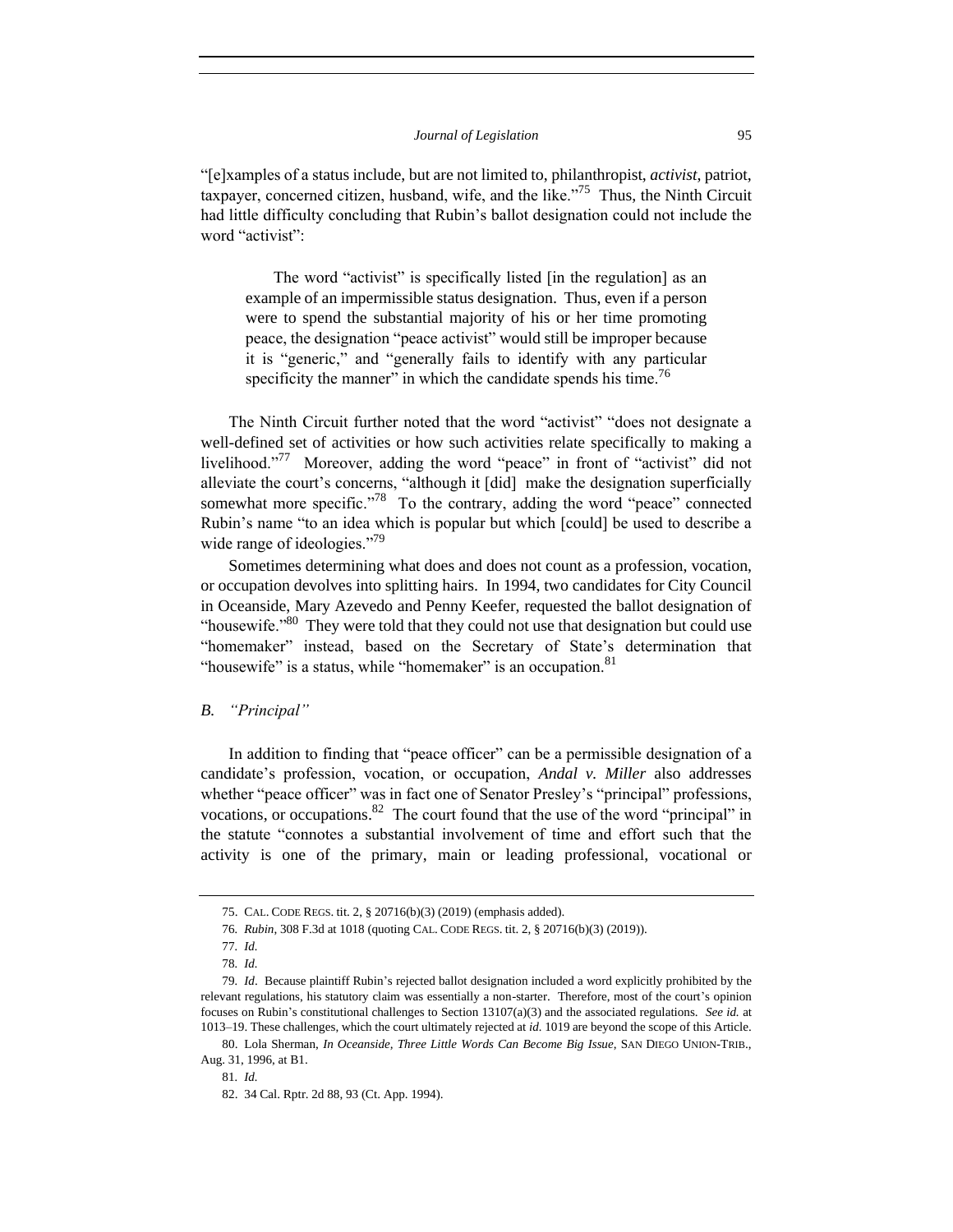"[e]xamples of a status include, but are not limited to, philanthropist, *activist*, patriot, taxpayer, concerned citizen, husband, wife, and the like."[75] Thus, the Ninth Circuit had little difficulty concluding that Rubin's ballot designation could not include the word "activist":

> The word "activist" is specifically listed [in the regulation] as an example of an impermissible status designation. Thus, even if a person were to spend the substantial majority of his or her time promoting peace, the designation "peace activist" would still be improper because it is "generic," and "generally fails to identify with any particular specificity the manner" in which the candidate spends his time.[76]

The Ninth Circuit further noted that the word "activist" "does not designate a well-defined set of activities or how such activities relate specifically to making a livelihood."[77] Moreover, adding the word "peace" in front of "activist" did not alleviate the court's concerns, "although it [did] make the designation superficially somewhat more specific."[78] To the contrary, adding the word "peace" connected Rubin's name "to an idea which is popular but which [could] be used to describe a wide range of ideologies."[79]

Sometimes determining what does and does not count as a profession, vocation, or occupation devolves into splitting hairs. In 1994, two candidates for City Council in Oceanside, Mary Azevedo and Penny Keefer, requested the ballot designation of "housewife."[80] They were told that they could not use that designation but could use "homemaker" instead, based on the Secretary of State's determination that "housewife" is a status, while "homemaker" is an occupation.[81]

### *B. "Principal"*

In addition to finding that "peace officer" can be a permissible designation of a candidate's profession, vocation, or occupation, *Andal v. Miller* also addresses whether "peace officer" was in fact one of Senator Presley's "principal" professions, vocations, or occupations.[82] The court found that the use of the word "principal" in the statute "connotes a substantial involvement of time and effort such that the activity is one of the primary, main or leading professional, vocational or

---

75. CAL. CODE REGS. tit. 2, § 20716(b)(3) (2019) (emphasis added).

76. *Rubin*, 308 F.3d at 1018 (quoting CAL. CODE REGS. tit. 2, § 20716(b)(3) (2019)).

77. *Id.*

78. *Id.*

79. *Id*. Because plaintiff Rubin's rejected ballot designation included a word explicitly prohibited by the relevant regulations, his statutory claim was essentially a non-starter. Therefore, most of the court's opinion focuses on Rubin's constitutional challenges to Section 13107(a)(3) and the associated regulations. *See id.* at 1013–19. These challenges, which the court ultimately rejected at *id.* 1019 are beyond the scope of this Article.

80. Lola Sherman, *In Oceanside, Three Little Words Can Become Big Issue*, SAN DIEGO UNION-TRIB., Aug. 31, 1996, at B1.

81. *Id.*

82. 34 Cal. Rptr. 2d 88, 93 (Ct. App. 1994).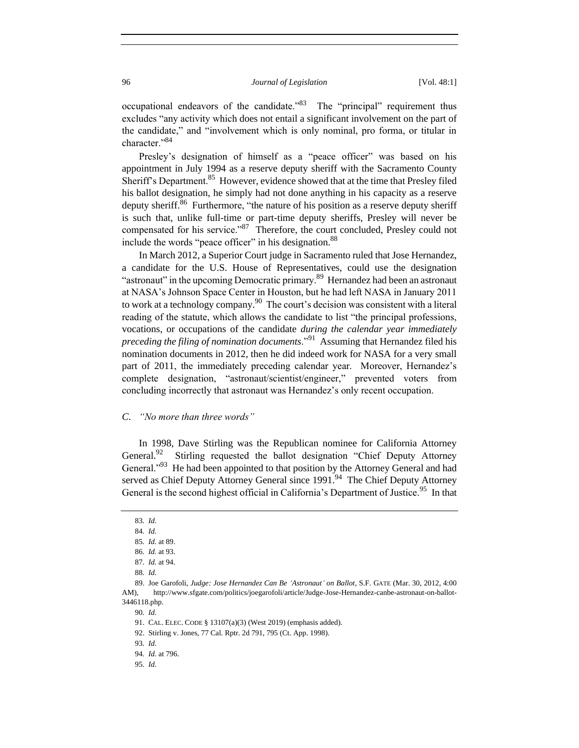occupational endeavors of the candidate."[83] The "principal" requirement thus excludes "any activity which does not entail a significant involvement on the part of the candidate," and "involvement which is only nominal, pro forma, or titular in character."[84]

Presley's designation of himself as a "peace officer" was based on his appointment in July 1994 as a reserve deputy sheriff with the Sacramento County Sheriff's Department.[85] However, evidence showed that at the time that Presley filed his ballot designation, he simply had not done anything in his capacity as a reserve deputy sheriff.[86] Furthermore, "the nature of his position as a reserve deputy sheriff is such that, unlike full-time or part-time deputy sheriffs, Presley will never be compensated for his service."[87] Therefore, the court concluded, Presley could not include the words "peace officer" in his designation.[88]

In March 2012, a Superior Court judge in Sacramento ruled that Jose Hernandez, a candidate for the U.S. House of Representatives, could use the designation "astronaut" in the upcoming Democratic primary.[89] Hernandez had been an astronaut at NASA's Johnson Space Center in Houston, but he had left NASA in January 2011 to work at a technology company.[90] The court's decision was consistent with a literal reading of the statute, which allows the candidate to list "the principal professions, vocations, or occupations of the candidate *during the calendar year immediately preceding the filing of nomination documents*."[91] Assuming that Hernandez filed his nomination documents in 2012, then he did indeed work for NASA for a very small part of 2011, the immediately preceding calendar year. Moreover, Hernandez's complete designation, "astronaut/scientist/engineer," prevented voters from concluding incorrectly that astronaut was Hernandez's only recent occupation.

### *C. "No more than three words"*

In 1998, Dave Stirling was the Republican nominee for California Attorney General.[92] Stirling requested the ballot designation "Chief Deputy Attorney General."[93] He had been appointed to that position by the Attorney General and had served as Chief Deputy Attorney General since 1991.[94] The Chief Deputy Attorney General is the second highest official in California's Department of Justice.[95] In that

---

83. *Id.*

84. *Id.*

85. *Id.* at 89.

86. *Id.* at 93.

87. *Id.* at 94.

88. *Id.*

89. Joe Garofoli, *Judge: Jose Hernandez Can Be 'Astronaut' on Ballot*, S.F. GATE (Mar. 30, 2012, 4:00 AM), http://www.sfgate.com/politics/joegarofoli/article/Judge-Jose-Hernandez-canbe-astronaut-on-ballot-3446118.php.

90. *Id.*

91. CAL. ELEC. CODE § 13107(a)(3) (West 2019) (emphasis added).

92. Stirling v. Jones, 77 Cal. Rptr. 2d 791, 795 (Ct. App. 1998).

93. *Id.*

94. *Id.* at 796.

95. *Id.*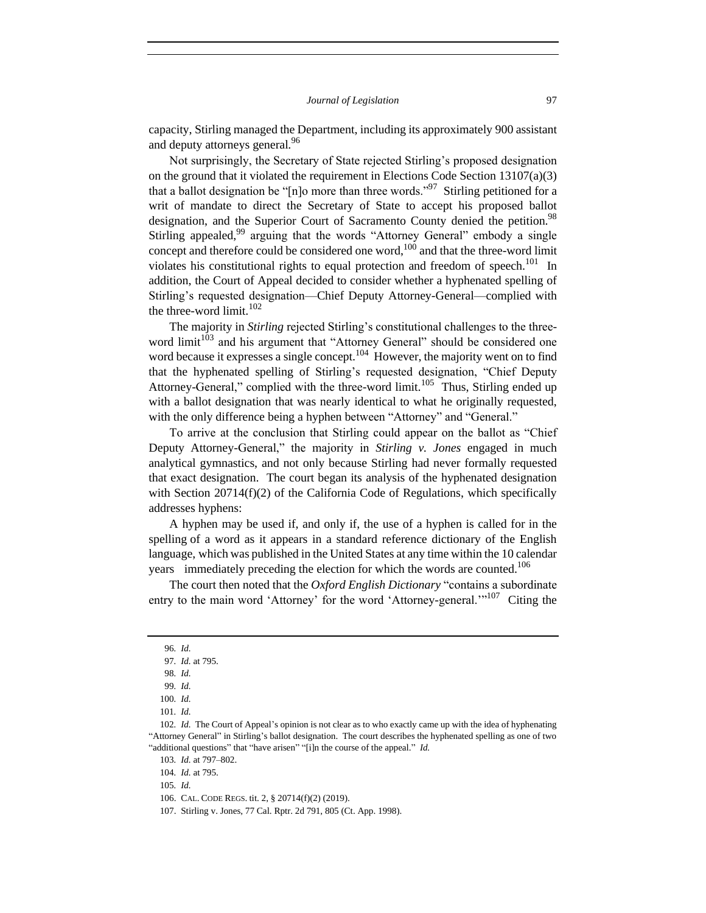capacity, Stirling managed the Department, including its approximately 900 assistant and deputy attorneys general.[96]

Not surprisingly, the Secretary of State rejected Stirling's proposed designation on the ground that it violated the requirement in Elections Code Section 13107(a)(3) that a ballot designation be "[n]o more than three words."[97] Stirling petitioned for a writ of mandate to direct the Secretary of State to accept his proposed ballot designation, and the Superior Court of Sacramento County denied the petition.[98] Stirling appealed,[99] arguing that the words "Attorney General" embody a single concept and therefore could be considered one word,[100] and that the three-word limit violates his constitutional rights to equal protection and freedom of speech.[101] In addition, the Court of Appeal decided to consider whether a hyphenated spelling of Stirling's requested designation—Chief Deputy Attorney-General—complied with the three-word limit.[102]

The majority in *Stirling* rejected Stirling's constitutional challenges to the three-word limit[103] and his argument that "Attorney General" should be considered one word because it expresses a single concept.[104] However, the majority went on to find that the hyphenated spelling of Stirling's requested designation, "Chief Deputy Attorney-General," complied with the three-word limit.[105] Thus, Stirling ended up with a ballot designation that was nearly identical to what he originally requested, with the only difference being a hyphen between "Attorney" and "General."

To arrive at the conclusion that Stirling could appear on the ballot as "Chief Deputy Attorney-General," the majority in *Stirling v. Jones* engaged in much analytical gymnastics, and not only because Stirling had never formally requested that exact designation. The court began its analysis of the hyphenated designation with Section 20714(f)(2) of the California Code of Regulations, which specifically addresses hyphens:

> A hyphen may be used if, and only if, the use of a hyphen is called for in the spelling of a word as it appears in a standard reference dictionary of the English language, which was published in the United States at any time within the 10 calendar years immediately preceding the election for which the words are counted.[106]

The court then noted that the *Oxford English Dictionary* "contains a subordinate entry to the main word 'Attorney' for the word 'Attorney-general.'"[107] Citing the

---

96. *Id.*

97. *Id.* at 795.

98. *Id.*

99. *Id.*

100. *Id.*

101. *Id.*

102. *Id.* The Court of Appeal's opinion is not clear as to who exactly came up with the idea of hyphenating "Attorney General" in Stirling's ballot designation. The court describes the hyphenated spelling as one of two "additional questions" that "have arisen" "[i]n the course of the appeal." *Id.*

103. *Id.* at 797–802.

104. *Id.* at 795.

105. *Id.*

106. CAL. CODE REGS. tit. 2, § 20714(f)(2) (2019).

107. Stirling v. Jones, 77 Cal. Rptr. 2d 791, 805 (Ct. App. 1998).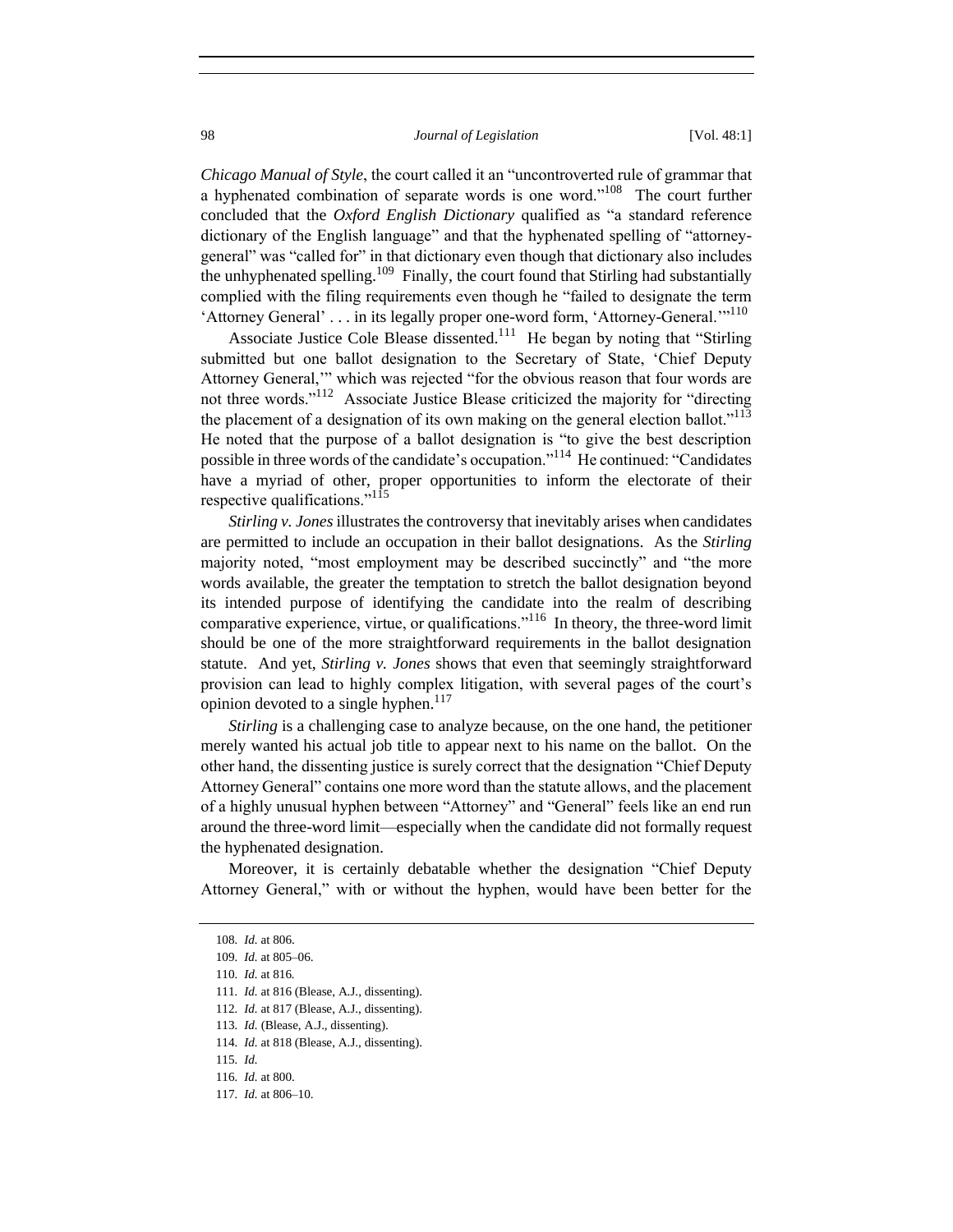*Chicago Manual of Style*, the court called it an "uncontroverted rule of grammar that a hyphenated combination of separate words is one word."[108] The court further concluded that the *Oxford English Dictionary* qualified as "a standard reference dictionary of the English language" and that the hyphenated spelling of "attorney-general" was "called for" in that dictionary even though that dictionary also includes the unhyphenated spelling.[109] Finally, the court found that Stirling had substantially complied with the filing requirements even though he "failed to designate the term 'Attorney General' . . . in its legally proper one-word form, 'Attorney-General.'"[110]

Associate Justice Cole Blease dissented.[111] He began by noting that "Stirling submitted but one ballot designation to the Secretary of State, 'Chief Deputy Attorney General,'" which was rejected "for the obvious reason that four words are not three words."[112] Associate Justice Blease criticized the majority for "directing the placement of a designation of its own making on the general election ballot."[113] He noted that the purpose of a ballot designation is "to give the best description possible in three words of the candidate's occupation."[114] He continued: "Candidates have a myriad of other, proper opportunities to inform the electorate of their respective qualifications."[115]

*Stirling v. Jones* illustrates the controversy that inevitably arises when candidates are permitted to include an occupation in their ballot designations. As the *Stirling* majority noted, "most employment may be described succinctly" and "the more words available, the greater the temptation to stretch the ballot designation beyond its intended purpose of identifying the candidate into the realm of describing comparative experience, virtue, or qualifications."[116] In theory, the three-word limit should be one of the more straightforward requirements in the ballot designation statute. And yet, *Stirling v. Jones* shows that even that seemingly straightforward provision can lead to highly complex litigation, with several pages of the court's opinion devoted to a single hyphen.[117]

*Stirling* is a challenging case to analyze because, on the one hand, the petitioner merely wanted his actual job title to appear next to his name on the ballot. On the other hand, the dissenting justice is surely correct that the designation "Chief Deputy Attorney General" contains one more word than the statute allows, and the placement of a highly unusual hyphen between "Attorney" and "General" feels like an end run around the three-word limit—especially when the candidate did not formally request the hyphenated designation.

Moreover, it is certainly debatable whether the designation "Chief Deputy Attorney General," with or without the hyphen, would have been better for the

108. *Id.* at 806.
109. *Id.* at 805–06.
110. *Id.* at 816.
111. *Id.* at 816 (Blease, A.J., dissenting).
112. *Id.* at 817 (Blease, A.J., dissenting).
113. *Id.* (Blease, A.J., dissenting).
114. *Id.* at 818 (Blease, A.J., dissenting).
115. *Id.*
116. *Id.* at 800.
117. *Id.* at 806–10.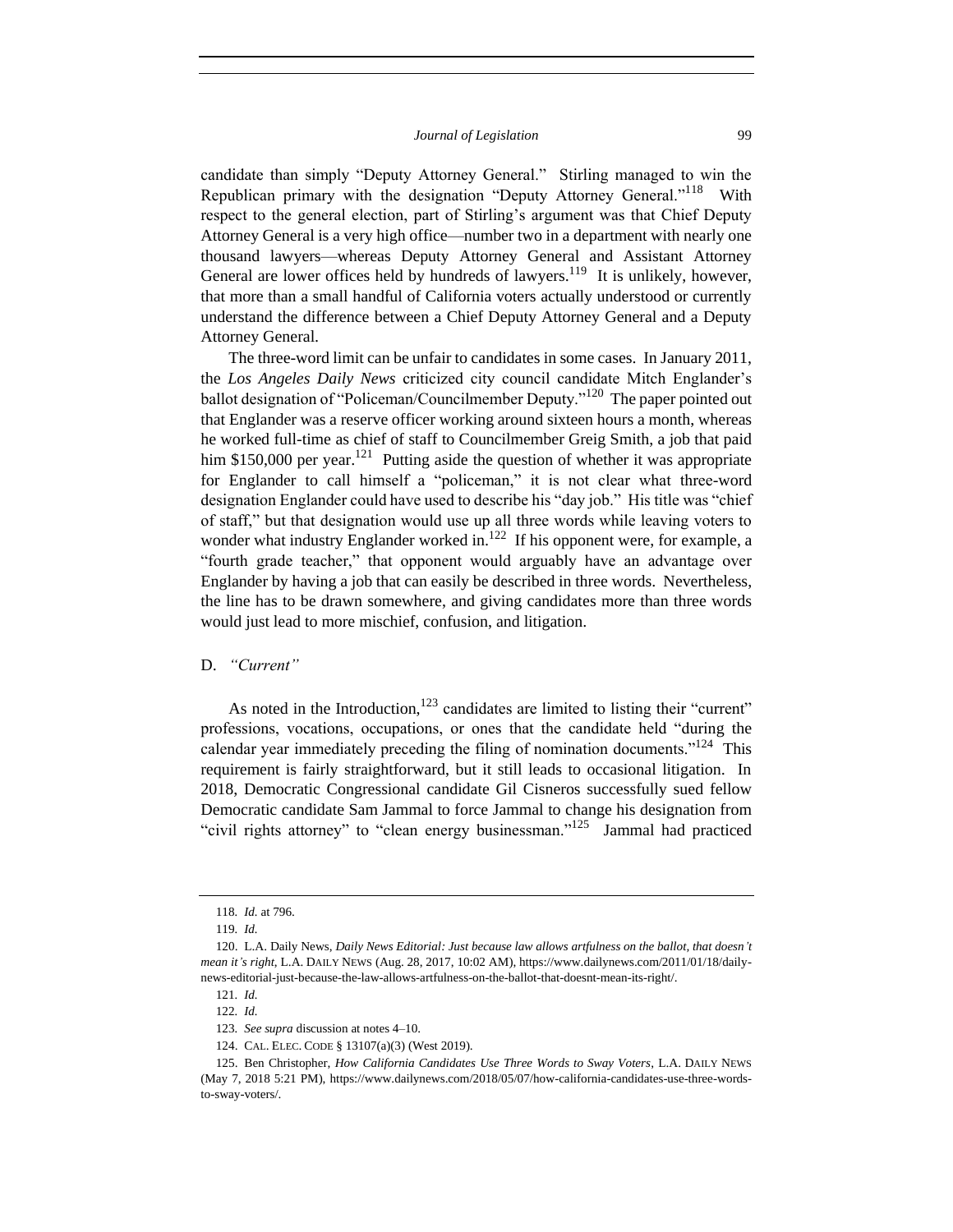candidate than simply "Deputy Attorney General." Stirling managed to win the Republican primary with the designation "Deputy Attorney General."[118] With respect to the general election, part of Stirling's argument was that Chief Deputy Attorney General is a very high office—number two in a department with nearly one thousand lawyers—whereas Deputy Attorney General and Assistant Attorney General are lower offices held by hundreds of lawyers.[119] It is unlikely, however, that more than a small handful of California voters actually understood or currently understand the difference between a Chief Deputy Attorney General and a Deputy Attorney General.

The three-word limit can be unfair to candidates in some cases. In January 2011, the *Los Angeles Daily News* criticized city council candidate Mitch Englander's ballot designation of "Policeman/Councilmember Deputy."[120] The paper pointed out that Englander was a reserve officer working around sixteen hours a month, whereas he worked full-time as chief of staff to Councilmember Greig Smith, a job that paid him $150,000 per year.[121] Putting aside the question of whether it was appropriate for Englander to call himself a "policeman," it is not clear what three-word designation Englander could have used to describe his "day job." His title was "chief of staff," but that designation would use up all three words while leaving voters to wonder what industry Englander worked in.[122] If his opponent were, for example, a "fourth grade teacher," that opponent would arguably have an advantage over Englander by having a job that can easily be described in three words. Nevertheless, the line has to be drawn somewhere, and giving candidates more than three words would just lead to more mischief, confusion, and litigation.

## D. *"Current"*

As noted in the Introduction,[123] candidates are limited to listing their "current" professions, vocations, occupations, or ones that the candidate held "during the calendar year immediately preceding the filing of nomination documents."[124] This requirement is fairly straightforward, but it still leads to occasional litigation. In 2018, Democratic Congressional candidate Gil Cisneros successfully sued fellow Democratic candidate Sam Jammal to force Jammal to change his designation from "civil rights attorney" to "clean energy businessman."[125] Jammal had practiced

---

118. *Id.* at 796.

119. *Id.*

120. L.A. Daily News, *Daily News Editorial: Just because law allows artfulness on the ballot, that doesn't mean it's right*, L.A. DAILY NEWS (Aug. 28, 2017, 10:02 AM), https://www.dailynews.com/2011/01/18/daily-news-editorial-just-because-the-law-allows-artfulness-on-the-ballot-that-doesnt-mean-its-right/.

121. *Id.*

122. *Id.*

123. *See supra* discussion at notes 4–10.

124. CAL. ELEC. CODE § 13107(a)(3) (West 2019).

125. Ben Christopher, *How California Candidates Use Three Words to Sway Voters*, L.A. DAILY NEWS (May 7, 2018 5:21 PM), https://www.dailynews.com/2018/05/07/how-california-candidates-use-three-words-to-sway-voters/.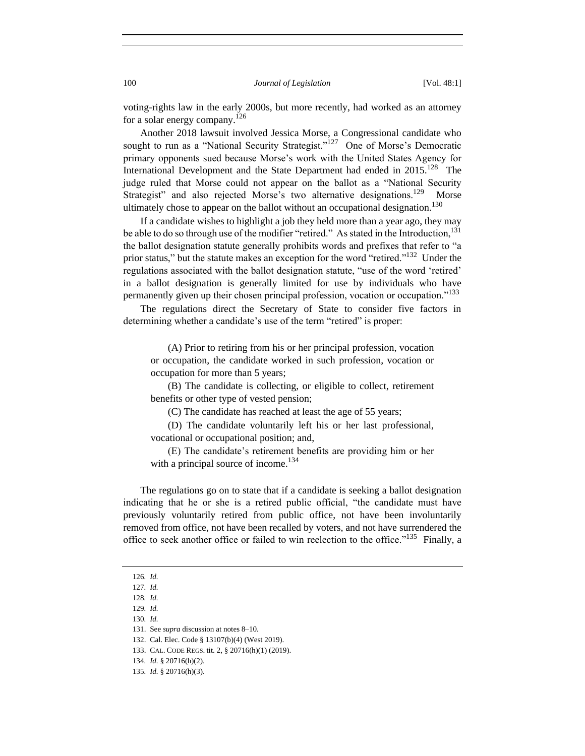voting-rights law in the early 2000s, but more recently, had worked as an attorney for a solar energy company.[126]

Another 2018 lawsuit involved Jessica Morse, a Congressional candidate who sought to run as a "National Security Strategist."[127] One of Morse's Democratic primary opponents sued because Morse's work with the United States Agency for International Development and the State Department had ended in 2015.[128] The judge ruled that Morse could not appear on the ballot as a "National Security Strategist" and also rejected Morse's two alternative designations.[129] Morse ultimately chose to appear on the ballot without an occupational designation.[130]

If a candidate wishes to highlight a job they held more than a year ago, they may be able to do so through use of the modifier "retired." As stated in the Introduction,[131] the ballot designation statute generally prohibits words and prefixes that refer to "a prior status," but the statute makes an exception for the word "retired."[132] Under the regulations associated with the ballot designation statute, "use of the word 'retired' in a ballot designation is generally limited for use by individuals who have permanently given up their chosen principal profession, vocation or occupation."[133]

The regulations direct the Secretary of State to consider five factors in determining whether a candidate's use of the term "retired" is proper:

> (A) Prior to retiring from his or her principal profession, vocation or occupation, the candidate worked in such profession, vocation or occupation for more than 5 years;
>
> (B) The candidate is collecting, or eligible to collect, retirement benefits or other type of vested pension;
>
> (C) The candidate has reached at least the age of 55 years;
>
> (D) The candidate voluntarily left his or her last professional, vocational or occupational position; and,
>
> (E) The candidate's retirement benefits are providing him or her with a principal source of income.[134]

The regulations go on to state that if a candidate is seeking a ballot designation indicating that he or she is a retired public official, "the candidate must have previously voluntarily retired from public office, not have been involuntarily removed from office, not have been recalled by voters, and not have surrendered the office to seek another office or failed to win reelection to the office."[135] Finally, a

---

126. *Id.*

127. *Id.*

128. *Id.*

129. *Id.*

130. *Id.*

131. See *supra* discussion at notes 8–10.

132. Cal. Elec. Code § 13107(b)(4) (West 2019).

133. CAL. CODE REGS. tit. 2, § 20716(h)(1) (2019).

134. *Id.* § 20716(h)(2).

135. *Id.* § 20716(h)(3).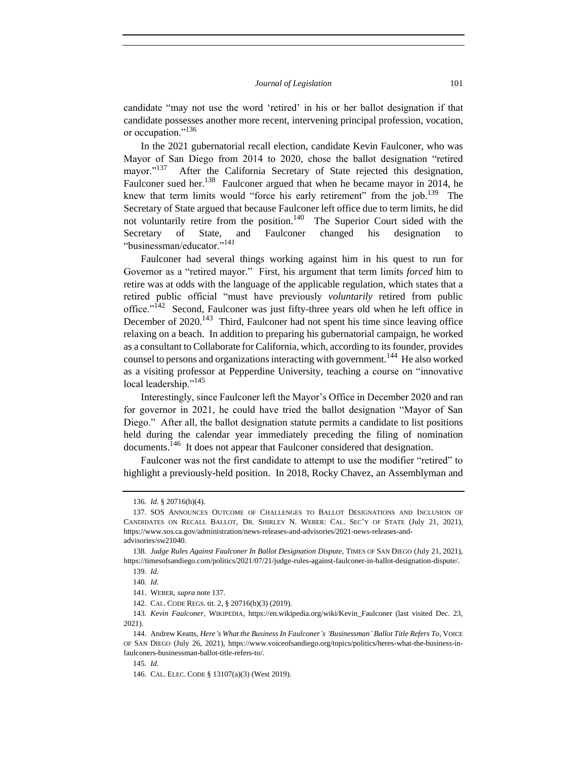candidate "may not use the word 'retired' in his or her ballot designation if that candidate possesses another more recent, intervening principal profession, vocation, or occupation."[136]

In the 2021 gubernatorial recall election, candidate Kevin Faulconer, who was Mayor of San Diego from 2014 to 2020, chose the ballot designation "retired mayor."[137] After the California Secretary of State rejected this designation, Faulconer sued her.[138] Faulconer argued that when he became mayor in 2014, he knew that term limits would "force his early retirement" from the job.[139] The Secretary of State argued that because Faulconer left office due to term limits, he did not voluntarily retire from the position.[140] The Superior Court sided with the Secretary of State, and Faulconer changed his designation to "businessman/educator."[141]

Faulconer had several things working against him in his quest to run for Governor as a "retired mayor." First, his argument that term limits *forced* him to retire was at odds with the language of the applicable regulation, which states that a retired public official "must have previously *voluntarily* retired from public office."[142] Second, Faulconer was just fifty-three years old when he left office in December of 2020.[143] Third, Faulconer had not spent his time since leaving office relaxing on a beach. In addition to preparing his gubernatorial campaign, he worked as a consultant to Collaborate for California, which, according to its founder, provides counsel to persons and organizations interacting with government.[144] He also worked as a visiting professor at Pepperdine University, teaching a course on "innovative local leadership."[145]

Interestingly, since Faulconer left the Mayor's Office in December 2020 and ran for governor in 2021, he could have tried the ballot designation "Mayor of San Diego." After all, the ballot designation statute permits a candidate to list positions held during the calendar year immediately preceding the filing of nomination documents.[146] It does not appear that Faulconer considered that designation.

Faulconer was not the first candidate to attempt to use the modifier "retired" to highlight a previously-held position. In 2018, Rocky Chavez, an Assemblyman and

---

136. *Id.* § 20716(h)(4).

137. SOS ANNOUNCES OUTCOME OF CHALLENGES TO BALLOT DESIGNATIONS AND INCLUSION OF CANDIDATES ON RECALL BALLOT, DR. SHIRLEY N. WEBER: CAL. SEC'Y OF STATE (July 21, 2021), https://www.sos.ca.gov/administration/news-releases-and-advisories/2021-news-releases-and-advisories/sw21040.

138. *Judge Rules Against Faulconer In Ballot Designation Dispute*, TIMES OF SAN DIEGO (July 21, 2021), https://timesofsandiego.com/politics/2021/07/21/judge-rules-against-faulconer-in-ballot-designation-dispute/.

139. *Id.*

140. *Id.*

141. WEBER, *supra* note 137.

142. CAL. CODE REGS. tit. 2, § 20716(h)(3) (2019).

143. *Kevin Faulconer*, WIKIPEDIA, https://en.wikipedia.org/wiki/Kevin_Faulconer (last visited Dec. 23, 2021).

144. Andrew Keatts, *Here's What the Business In Faulconer's 'Businessman' Ballot Title Refers To*, VOICE OF SAN DIEGO (July 26, 2021), https://www.voiceofsandiego.org/topics/politics/heres-what-the-business-in-faulconers-businessman-ballot-title-refers-to/.

145. *Id.*

146. CAL. ELEC. CODE § 13107(a)(3) (West 2019).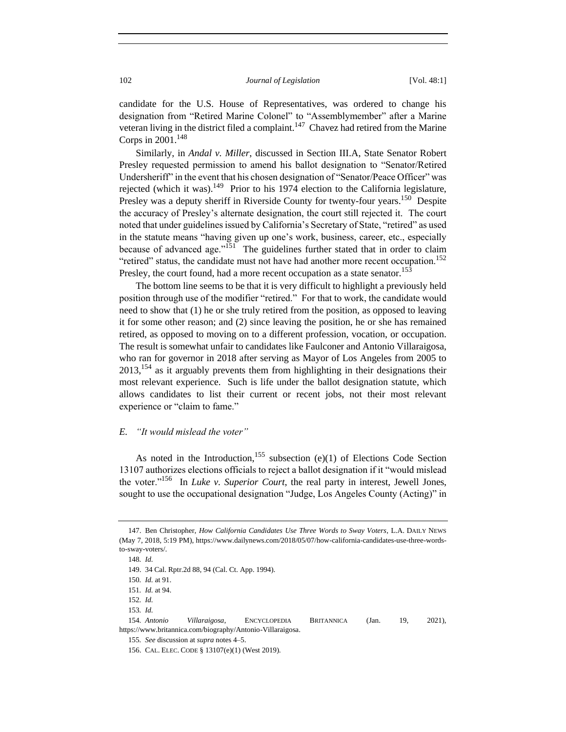candidate for the U.S. House of Representatives, was ordered to change his designation from "Retired Marine Colonel" to "Assemblymember" after a Marine veteran living in the district filed a complaint.[147] Chavez had retired from the Marine Corps in 2001.[148]

Similarly, in *Andal v. Miller*, discussed in Section III.A, State Senator Robert Presley requested permission to amend his ballot designation to "Senator/Retired Undersheriff" in the event that his chosen designation of "Senator/Peace Officer" was rejected (which it was).[149] Prior to his 1974 election to the California legislature, Presley was a deputy sheriff in Riverside County for twenty-four years.[150] Despite the accuracy of Presley's alternate designation, the court still rejected it. The court noted that under guidelines issued by California's Secretary of State, "retired" as used in the statute means "having given up one's work, business, career, etc., especially because of advanced age."[151] The guidelines further stated that in order to claim "retired" status, the candidate must not have had another more recent occupation.[152] Presley, the court found, had a more recent occupation as a state senator.[153]

The bottom line seems to be that it is very difficult to highlight a previously held position through use of the modifier "retired." For that to work, the candidate would need to show that (1) he or she truly retired from the position, as opposed to leaving it for some other reason; and (2) since leaving the position, he or she has remained retired, as opposed to moving on to a different profession, vocation, or occupation. The result is somewhat unfair to candidates like Faulconer and Antonio Villaraigosa, who ran for governor in 2018 after serving as Mayor of Los Angeles from 2005 to 2013,[154] as it arguably prevents them from highlighting in their designations their most relevant experience. Such is life under the ballot designation statute, which allows candidates to list their current or recent jobs, not their most relevant experience or "claim to fame."

### E. *"It would mislead the voter"*

As noted in the Introduction,[155] subsection (e)(1) of Elections Code Section 13107 authorizes elections officials to reject a ballot designation if it "would mislead the voter."[156] In *Luke v. Superior Court*, the real party in interest, Jewell Jones, sought to use the occupational designation "Judge, Los Angeles County (Acting)" in

---

147. Ben Christopher, *How California Candidates Use Three Words to Sway Voters*, L.A. DAILY NEWS (May 7, 2018, 5:19 PM), https://www.dailynews.com/2018/05/07/how-california-candidates-use-three-words-to-sway-voters/.

148. *Id.*

149. 34 Cal. Rptr.2d 88, 94 (Cal. Ct. App. 1994).

150. *Id.* at 91.

151. *Id.* at 94.

152. *Id.*

153. *Id.*

154. *Antonio Villaraigosa*, ENCYCLOPEDIA BRITANNICA (Jan. 19, 2021), https://www.britannica.com/biography/Antonio-Villaraigosa.

155. *See* discussion at *supra* notes 4–5.

156. CAL. ELEC. CODE § 13107(e)(1) (West 2019).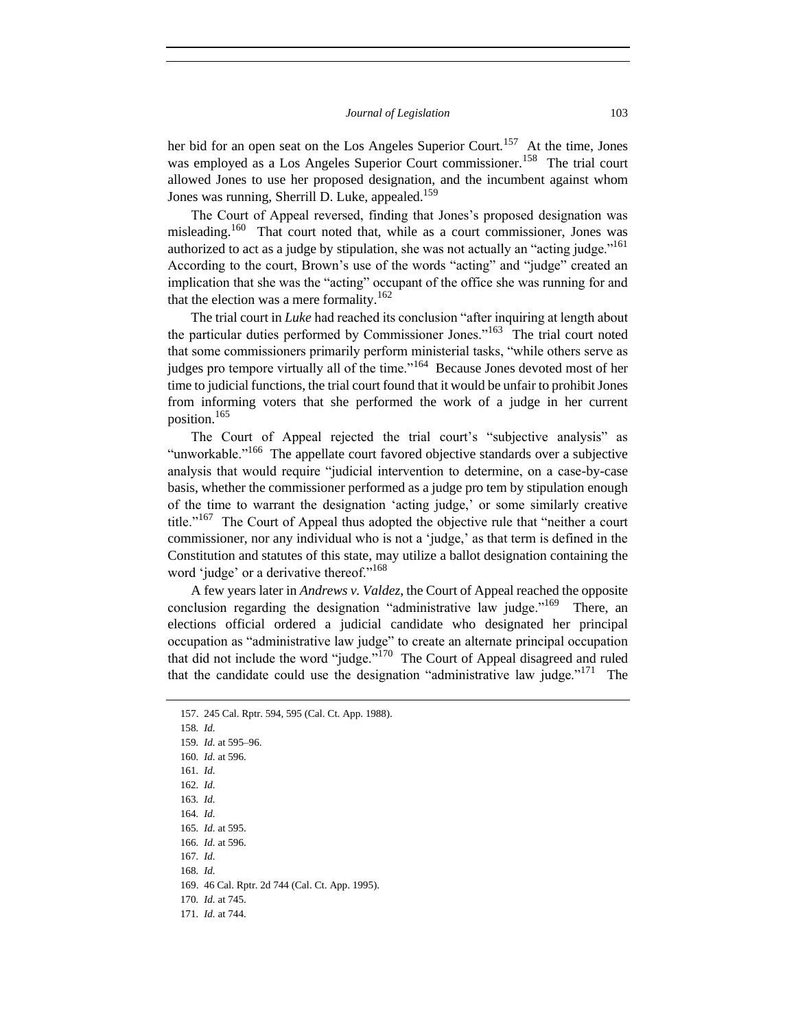her bid for an open seat on the Los Angeles Superior Court.[157] At the time, Jones was employed as a Los Angeles Superior Court commissioner.[158] The trial court allowed Jones to use her proposed designation, and the incumbent against whom Jones was running, Sherrill D. Luke, appealed.[159]

The Court of Appeal reversed, finding that Jones's proposed designation was misleading.[160] That court noted that, while as a court commissioner, Jones was authorized to act as a judge by stipulation, she was not actually an "acting judge."[161] According to the court, Brown's use of the words "acting" and "judge" created an implication that she was the "acting" occupant of the office she was running for and that the election was a mere formality.[162]

The trial court in *Luke* had reached its conclusion "after inquiring at length about the particular duties performed by Commissioner Jones."[163] The trial court noted that some commissioners primarily perform ministerial tasks, "while others serve as judges pro tempore virtually all of the time."[164] Because Jones devoted most of her time to judicial functions, the trial court found that it would be unfair to prohibit Jones from informing voters that she performed the work of a judge in her current position.[165]

The Court of Appeal rejected the trial court's "subjective analysis" as "unworkable."[166] The appellate court favored objective standards over a subjective analysis that would require "judicial intervention to determine, on a case-by-case basis, whether the commissioner performed as a judge pro tem by stipulation enough of the time to warrant the designation 'acting judge,' or some similarly creative title."[167] The Court of Appeal thus adopted the objective rule that "neither a court commissioner, nor any individual who is not a 'judge,' as that term is defined in the Constitution and statutes of this state, may utilize a ballot designation containing the word 'judge' or a derivative thereof."[168]

A few years later in *Andrews v. Valdez*, the Court of Appeal reached the opposite conclusion regarding the designation "administrative law judge."[169] There, an elections official ordered a judicial candidate who designated her principal occupation as "administrative law judge" to create an alternate principal occupation that did not include the word "judge."[170] The Court of Appeal disagreed and ruled that the candidate could use the designation "administrative law judge."[171] The

---

157. 245 Cal. Rptr. 594, 595 (Cal. Ct. App. 1988).
158. *Id.*
159. *Id.* at 595–96.
160. *Id.* at 596.
161. *Id.*
162. *Id.*
163. *Id.*
164. *Id.*
165. *Id.* at 595.
166. *Id.* at 596.
167. *Id.*
168. *Id.*
169. 46 Cal. Rptr. 2d 744 (Cal. Ct. App. 1995).
170. *Id.* at 745.
171. *Id.* at 744.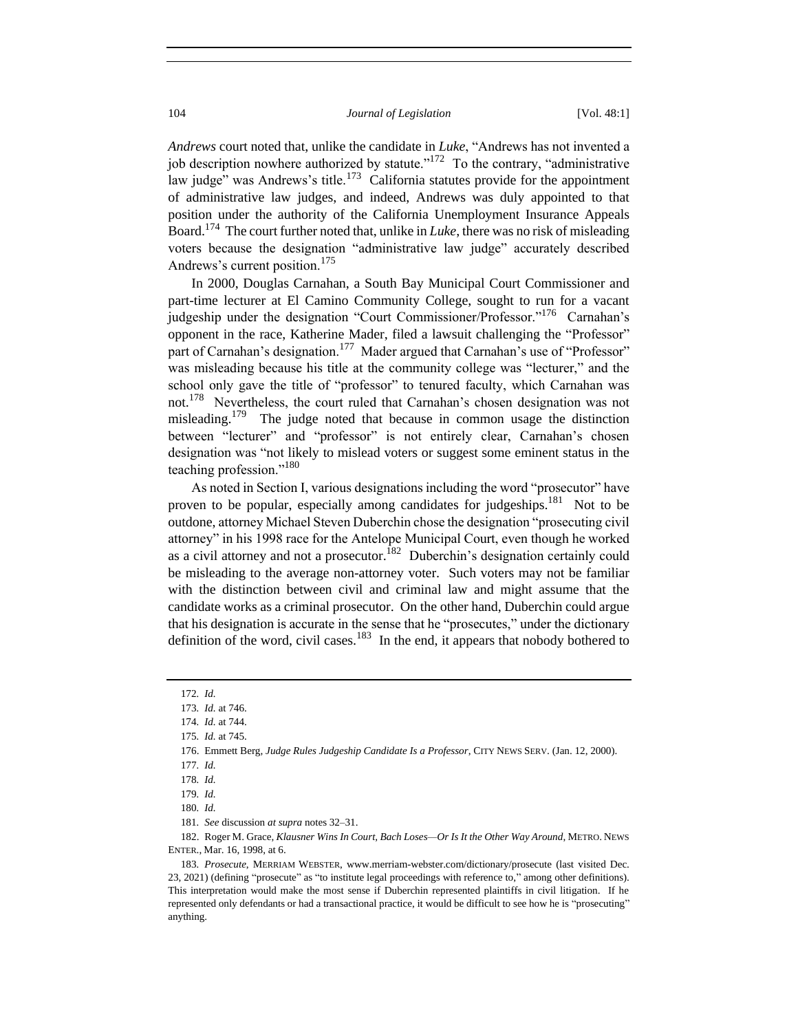*Andrews* court noted that, unlike the candidate in *Luke*, "Andrews has not invented a job description nowhere authorized by statute."[172] To the contrary, "administrative law judge" was Andrews's title.[173] California statutes provide for the appointment of administrative law judges, and indeed, Andrews was duly appointed to that position under the authority of the California Unemployment Insurance Appeals Board.[174] The court further noted that, unlike in *Luke*, there was no risk of misleading voters because the designation "administrative law judge" accurately described Andrews's current position.[175]

In 2000, Douglas Carnahan, a South Bay Municipal Court Commissioner and part-time lecturer at El Camino Community College, sought to run for a vacant judgeship under the designation "Court Commissioner/Professor."[176] Carnahan's opponent in the race, Katherine Mader, filed a lawsuit challenging the "Professor" part of Carnahan's designation.[177] Mader argued that Carnahan's use of "Professor" was misleading because his title at the community college was "lecturer," and the school only gave the title of "professor" to tenured faculty, which Carnahan was not.[178] Nevertheless, the court ruled that Carnahan's chosen designation was not misleading.[179] The judge noted that because in common usage the distinction between "lecturer" and "professor" is not entirely clear, Carnahan's chosen designation was "not likely to mislead voters or suggest some eminent status in the teaching profession."[180]

As noted in Section I, various designations including the word "prosecutor" have proven to be popular, especially among candidates for judgeships.[181] Not to be outdone, attorney Michael Steven Duberchin chose the designation "prosecuting civil attorney" in his 1998 race for the Antelope Municipal Court, even though he worked as a civil attorney and not a prosecutor.[182] Duberchin's designation certainly could be misleading to the average non-attorney voter. Such voters may not be familiar with the distinction between civil and criminal law and might assume that the candidate works as a criminal prosecutor. On the other hand, Duberchin could argue that his designation is accurate in the sense that he "prosecutes," under the dictionary definition of the word, civil cases.[183] In the end, it appears that nobody bothered to

---

172. *Id.*

173. *Id.* at 746.

174. *Id.* at 744.

175. *Id.* at 745.

176. Emmett Berg, *Judge Rules Judgeship Candidate Is a Professor*, CITY NEWS SERV. (Jan. 12, 2000).

177. *Id.*

178. *Id.*

179. *Id.*

180. *Id.*

181. *See* discussion *at supra* notes 32–31.

182. Roger M. Grace, *Klausner Wins In Court, Bach Loses—Or Is It the Other Way Around*, METRO. NEWS ENTER., Mar. 16, 1998, at 6.

183. *Prosecute*, MERRIAM WEBSTER, www.merriam-webster.com/dictionary/prosecute (last visited Dec. 23, 2021) (defining "prosecute" as "to institute legal proceedings with reference to," among other definitions). This interpretation would make the most sense if Duberchin represented plaintiffs in civil litigation. If he represented only defendants or had a transactional practice, it would be difficult to see how he is "prosecuting" anything.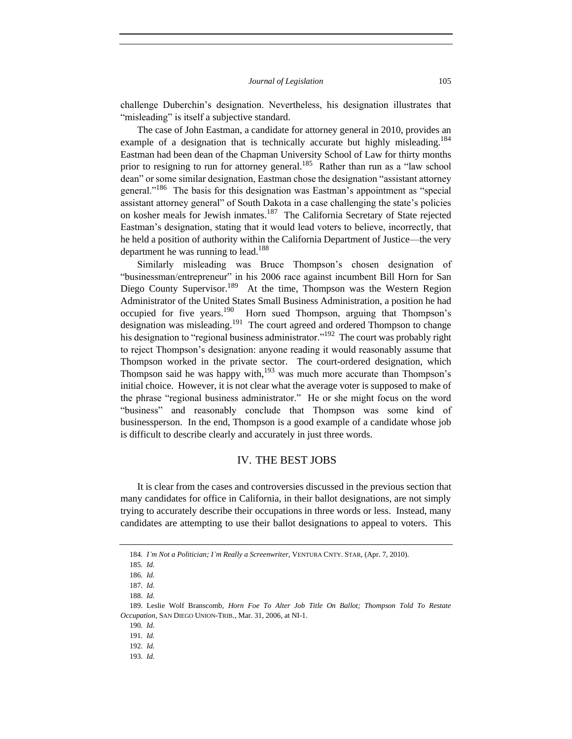challenge Duberchin's designation. Nevertheless, his designation illustrates that "misleading" is itself a subjective standard.

The case of John Eastman, a candidate for attorney general in 2010, provides an example of a designation that is technically accurate but highly misleading.[184] Eastman had been dean of the Chapman University School of Law for thirty months prior to resigning to run for attorney general.[185] Rather than run as a "law school dean" or some similar designation, Eastman chose the designation "assistant attorney general."[186] The basis for this designation was Eastman's appointment as "special assistant attorney general" of South Dakota in a case challenging the state's policies on kosher meals for Jewish inmates.[187] The California Secretary of State rejected Eastman's designation, stating that it would lead voters to believe, incorrectly, that he held a position of authority within the California Department of Justice—the very department he was running to lead.[188]

Similarly misleading was Bruce Thompson's chosen designation of "businessman/entrepreneur" in his 2006 race against incumbent Bill Horn for San Diego County Supervisor.[189] At the time, Thompson was the Western Region Administrator of the United States Small Business Administration, a position he had occupied for five years.[190] Horn sued Thompson, arguing that Thompson's designation was misleading.[191] The court agreed and ordered Thompson to change his designation to "regional business administrator."[192] The court was probably right to reject Thompson's designation: anyone reading it would reasonably assume that Thompson worked in the private sector. The court-ordered designation, which Thompson said he was happy with,[193] was much more accurate than Thompson's initial choice. However, it is not clear what the average voter is supposed to make of the phrase "regional business administrator." He or she might focus on the word "business" and reasonably conclude that Thompson was some kind of businessperson. In the end, Thompson is a good example of a candidate whose job is difficult to describe clearly and accurately in just three words.

## IV. THE BEST JOBS

It is clear from the cases and controversies discussed in the previous section that many candidates for office in California, in their ballot designations, are not simply trying to accurately describe their occupations in three words or less. Instead, many candidates are attempting to use their ballot designations to appeal to voters. This

---

184. *I'm Not a Politician; I'm Really a Screenwriter*, VENTURA CNTY. STAR, (Apr. 7, 2010).

185. *Id.*

186. *Id.*

187. *Id.*

188. *Id.*

189. Leslie Wolf Branscomb, *Horn Foe To Alter Job Title On Ballot; Thompson Told To Restate Occupation*, SAN DIEGO UNION-TRIB., Mar. 31, 2006, at NI-1.

190. *Id.*

191. *Id.*

192. *Id.*

193. *Id.*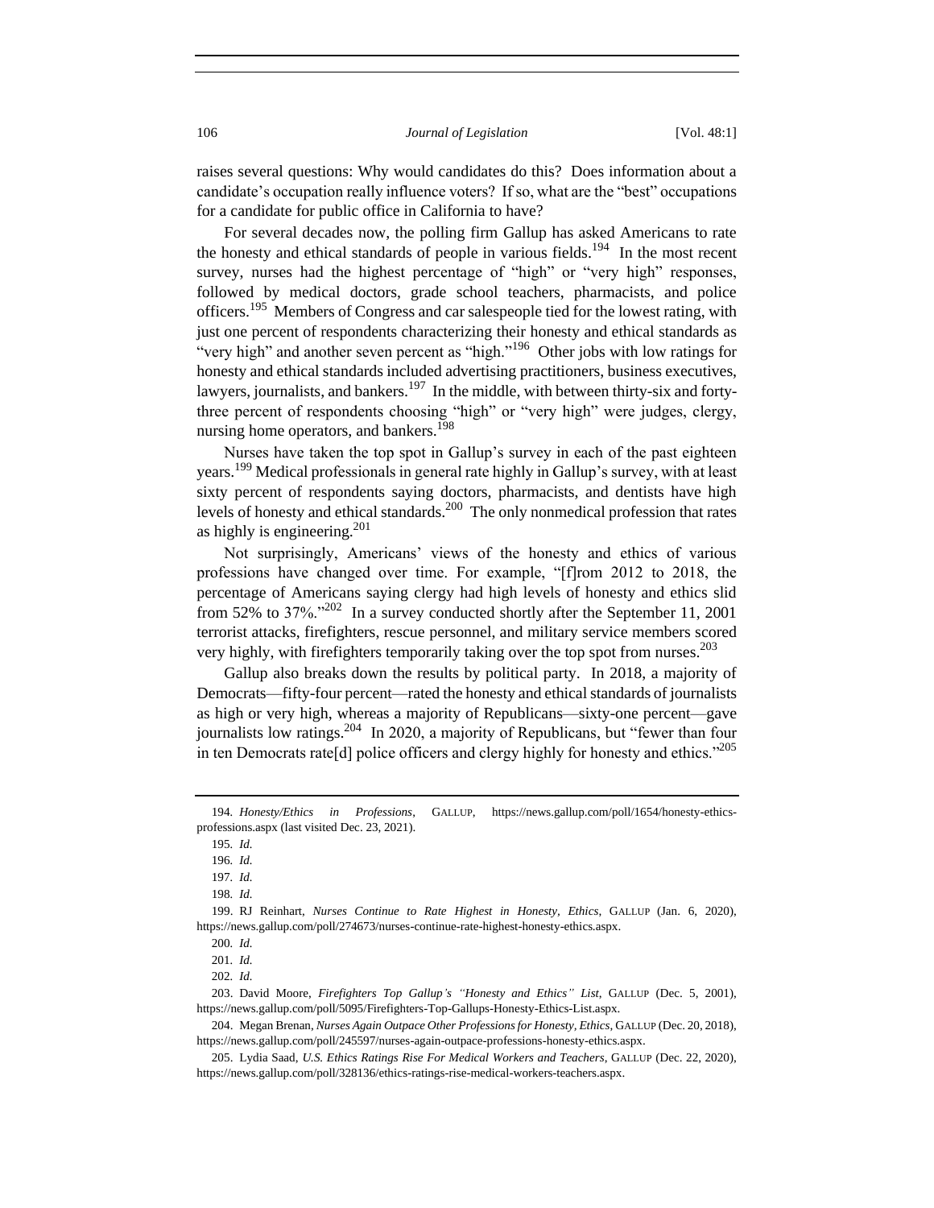raises several questions: Why would candidates do this? Does information about a candidate's occupation really influence voters? If so, what are the "best" occupations for a candidate for public office in California to have?

For several decades now, the polling firm Gallup has asked Americans to rate the honesty and ethical standards of people in various fields.[194] In the most recent survey, nurses had the highest percentage of "high" or "very high" responses, followed by medical doctors, grade school teachers, pharmacists, and police officers.[195] Members of Congress and car salespeople tied for the lowest rating, with just one percent of respondents characterizing their honesty and ethical standards as "very high" and another seven percent as "high."[196] Other jobs with low ratings for honesty and ethical standards included advertising practitioners, business executives, lawyers, journalists, and bankers.[197] In the middle, with between thirty-six and forty-three percent of respondents choosing "high" or "very high" were judges, clergy, nursing home operators, and bankers.[198]

Nurses have taken the top spot in Gallup's survey in each of the past eighteen years.[199] Medical professionals in general rate highly in Gallup's survey, with at least sixty percent of respondents saying doctors, pharmacists, and dentists have high levels of honesty and ethical standards.[200] The only nonmedical profession that rates as highly is engineering.[201]

Not surprisingly, Americans' views of the honesty and ethics of various professions have changed over time. For example, "[f]rom 2012 to 2018, the percentage of Americans saying clergy had high levels of honesty and ethics slid from 52% to 37%."[202] In a survey conducted shortly after the September 11, 2001 terrorist attacks, firefighters, rescue personnel, and military service members scored very highly, with firefighters temporarily taking over the top spot from nurses.[203]

Gallup also breaks down the results by political party. In 2018, a majority of Democrats—fifty-four percent—rated the honesty and ethical standards of journalists as high or very high, whereas a majority of Republicans—sixty-one percent—gave journalists low ratings.[204] In 2020, a majority of Republicans, but "fewer than four in ten Democrats rate[d] police officers and clergy highly for honesty and ethics."[205]

---

194. *Honesty/Ethics in Professions*, GALLUP, https://news.gallup.com/poll/1654/honesty-ethics-professions.aspx (last visited Dec. 23, 2021).

195. *Id.*

196. *Id.*

197. *Id.*

198. *Id.*

199. RJ Reinhart, *Nurses Continue to Rate Highest in Honesty, Ethics*, GALLUP (Jan. 6, 2020), https://news.gallup.com/poll/274673/nurses-continue-rate-highest-honesty-ethics.aspx.

200. *Id.*

201. *Id.*

202. *Id.*

203. David Moore, *Firefighters Top Gallup's "Honesty and Ethics" List*, GALLUP (Dec. 5, 2001), https://news.gallup.com/poll/5095/Firefighters-Top-Gallups-Honesty-Ethics-List.aspx.

204. Megan Brenan, *Nurses Again Outpace Other Professions for Honesty, Ethics*, GALLUP (Dec. 20, 2018), https://news.gallup.com/poll/245597/nurses-again-outpace-professions-honesty-ethics.aspx.

205. Lydia Saad, *U.S. Ethics Ratings Rise For Medical Workers and Teachers*, GALLUP (Dec. 22, 2020), https://news.gallup.com/poll/328136/ethics-ratings-rise-medical-workers-teachers.aspx.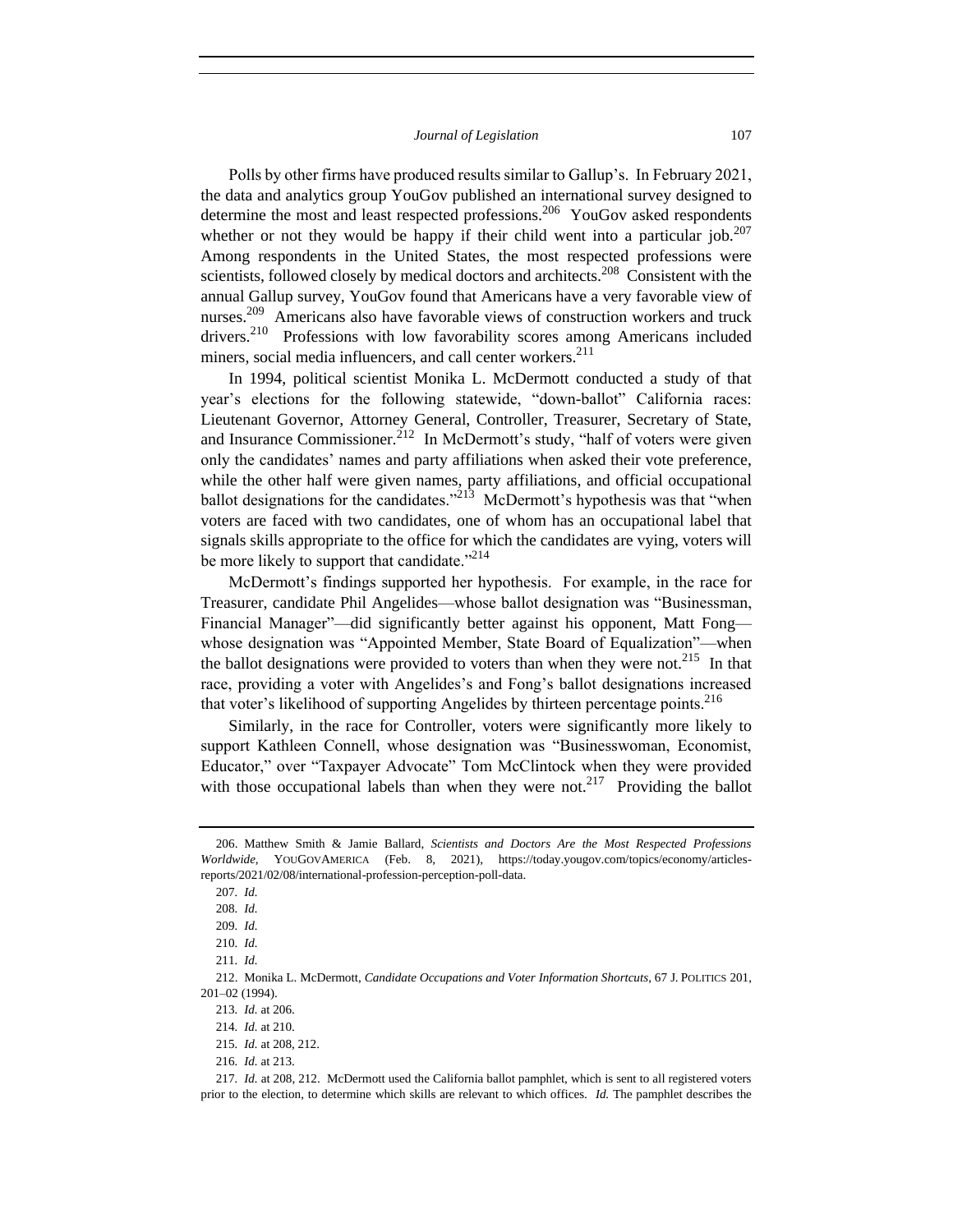Polls by other firms have produced results similar to Gallup's. In February 2021, the data and analytics group YouGov published an international survey designed to determine the most and least respected professions.[206] YouGov asked respondents whether or not they would be happy if their child went into a particular job.[207] Among respondents in the United States, the most respected professions were scientists, followed closely by medical doctors and architects.[208] Consistent with the annual Gallup survey, YouGov found that Americans have a very favorable view of nurses.[209] Americans also have favorable views of construction workers and truck drivers.[210] Professions with low favorability scores among Americans included miners, social media influencers, and call center workers.[211]

In 1994, political scientist Monika L. McDermott conducted a study of that year's elections for the following statewide, "down-ballot" California races: Lieutenant Governor, Attorney General, Controller, Treasurer, Secretary of State, and Insurance Commissioner.[212] In McDermott's study, "half of voters were given only the candidates' names and party affiliations when asked their vote preference, while the other half were given names, party affiliations, and official occupational ballot designations for the candidates."[213] McDermott's hypothesis was that "when voters are faced with two candidates, one of whom has an occupational label that signals skills appropriate to the office for which the candidates are vying, voters will be more likely to support that candidate."[214]

McDermott's findings supported her hypothesis. For example, in the race for Treasurer, candidate Phil Angelides—whose ballot designation was "Businessman, Financial Manager"—did significantly better against his opponent, Matt Fong—whose designation was "Appointed Member, State Board of Equalization"—when the ballot designations were provided to voters than when they were not.[215] In that race, providing a voter with Angelides's and Fong's ballot designations increased that voter's likelihood of supporting Angelides by thirteen percentage points.[216]

Similarly, in the race for Controller, voters were significantly more likely to support Kathleen Connell, whose designation was "Businesswoman, Economist, Educator," over "Taxpayer Advocate" Tom McClintock when they were provided with those occupational labels than when they were not.[217] Providing the ballot

---

206. Matthew Smith & Jamie Ballard, *Scientists and Doctors Are the Most Respected Professions Worldwide*, YOUGOVAMERICA (Feb. 8, 2021), https://today.yougov.com/topics/economy/articles-reports/2021/02/08/international-profession-perception-poll-data.

207. *Id.*

208. *Id.*

209. *Id.*

210. *Id.*

211. *Id.*

212. Monika L. McDermott, *Candidate Occupations and Voter Information Shortcuts*, 67 J. POLITICS 201, 201–02 (1994).

213. *Id.* at 206.

214. *Id.* at 210.

215. *Id.* at 208, 212.

216. *Id.* at 213.

217. *Id.* at 208, 212. McDermott used the California ballot pamphlet, which is sent to all registered voters prior to the election, to determine which skills are relevant to which offices. *Id.* The pamphlet describes the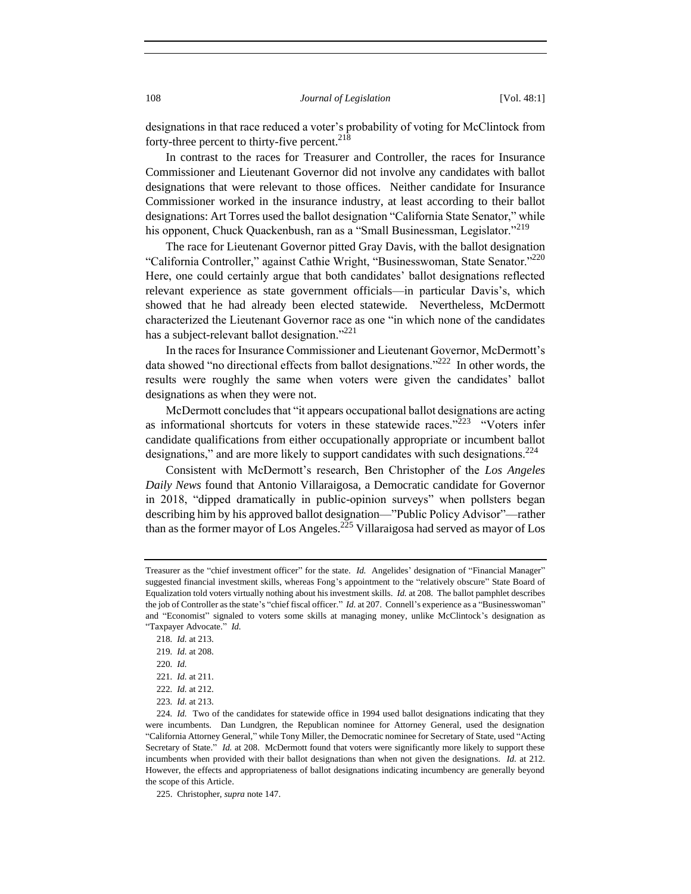designations in that race reduced a voter's probability of voting for McClintock from forty-three percent to thirty-five percent.[218]

In contrast to the races for Treasurer and Controller, the races for Insurance Commissioner and Lieutenant Governor did not involve any candidates with ballot designations that were relevant to those offices. Neither candidate for Insurance Commissioner worked in the insurance industry, at least according to their ballot designations: Art Torres used the ballot designation "California State Senator," while his opponent, Chuck Quackenbush, ran as a "Small Businessman, Legislator."[219]

The race for Lieutenant Governor pitted Gray Davis, with the ballot designation "California Controller," against Cathie Wright, "Businesswoman, State Senator."[220] Here, one could certainly argue that both candidates' ballot designations reflected relevant experience as state government officials—in particular Davis's, which showed that he had already been elected statewide. Nevertheless, McDermott characterized the Lieutenant Governor race as one "in which none of the candidates has a subject-relevant ballot designation."[221]

In the races for Insurance Commissioner and Lieutenant Governor, McDermott's data showed "no directional effects from ballot designations."[222] In other words, the results were roughly the same when voters were given the candidates' ballot designations as when they were not.

McDermott concludes that "it appears occupational ballot designations are acting as informational shortcuts for voters in these statewide races."[223] "Voters infer candidate qualifications from either occupationally appropriate or incumbent ballot designations," and are more likely to support candidates with such designations.[224]

Consistent with McDermott's research, Ben Christopher of the *Los Angeles Daily News* found that Antonio Villaraigosa, a Democratic candidate for Governor in 2018, "dipped dramatically in public-opinion surveys" when pollsters began describing him by his approved ballot designation—"Public Policy Advisor"—rather than as the former mayor of Los Angeles.[225] Villaraigosa had served as mayor of Los

---

Treasurer as the "chief investment officer" for the state. *Id.* Angelides' designation of "Financial Manager" suggested financial investment skills, whereas Fong's appointment to the "relatively obscure" State Board of Equalization told voters virtually nothing about his investment skills. *Id.* at 208. The ballot pamphlet describes the job of Controller as the state's "chief fiscal officer." *Id.* at 207. Connell's experience as a "Businesswoman" and "Economist" signaled to voters some skills at managing money, unlike McClintock's designation as "Taxpayer Advocate." *Id.*

218. *Id.* at 213.

219. *Id.* at 208.

220. *Id.*

221. *Id.* at 211.

222. *Id.* at 212.

223. *Id.* at 213.

224. *Id.* Two of the candidates for statewide office in 1994 used ballot designations indicating that they were incumbents. Dan Lundgren, the Republican nominee for Attorney General, used the designation "California Attorney General," while Tony Miller, the Democratic nominee for Secretary of State, used "Acting Secretary of State." *Id.* at 208. McDermott found that voters were significantly more likely to support these incumbents when provided with their ballot designations than when not given the designations. *Id.* at 212. However, the effects and appropriateness of ballot designations indicating incumbency are generally beyond the scope of this Article.

225. Christopher, *supra* note 147.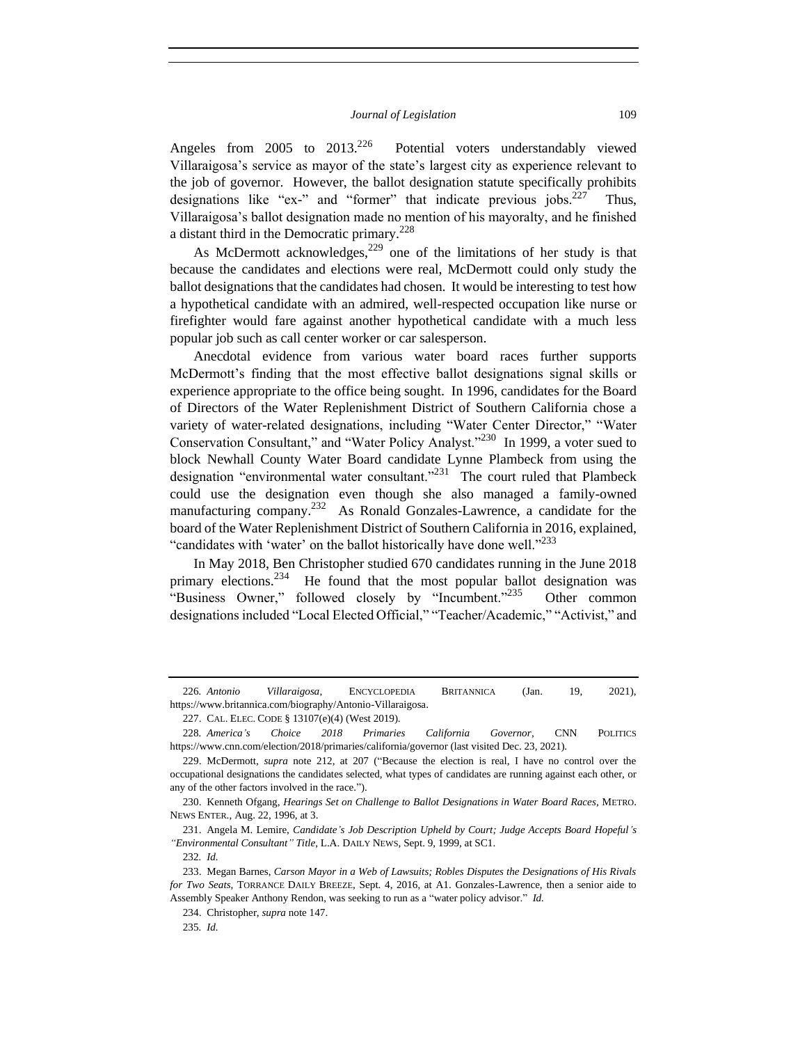Angeles from 2005 to 2013.[226] Potential voters understandably viewed Villaraigosa's service as mayor of the state's largest city as experience relevant to the job of governor. However, the ballot designation statute specifically prohibits designations like "ex-" and "former" that indicate previous jobs.[227] Thus, Villaraigosa's ballot designation made no mention of his mayoralty, and he finished a distant third in the Democratic primary.[228]

As McDermott acknowledges,[229] one of the limitations of her study is that because the candidates and elections were real, McDermott could only study the ballot designations that the candidates had chosen. It would be interesting to test how a hypothetical candidate with an admired, well-respected occupation like nurse or firefighter would fare against another hypothetical candidate with a much less popular job such as call center worker or car salesperson.

Anecdotal evidence from various water board races further supports McDermott's finding that the most effective ballot designations signal skills or experience appropriate to the office being sought. In 1996, candidates for the Board of Directors of the Water Replenishment District of Southern California chose a variety of water-related designations, including "Water Center Director," "Water Conservation Consultant," and "Water Policy Analyst."[230] In 1999, a voter sued to block Newhall County Water Board candidate Lynne Plambeck from using the designation "environmental water consultant."[231] The court ruled that Plambeck could use the designation even though she also managed a family-owned manufacturing company.[232] As Ronald Gonzales-Lawrence, a candidate for the board of the Water Replenishment District of Southern California in 2016, explained, "candidates with 'water' on the ballot historically have done well."[233]

In May 2018, Ben Christopher studied 670 candidates running in the June 2018 primary elections.[234] He found that the most popular ballot designation was "Business Owner," followed closely by "Incumbent."[235] Other common designations included "Local Elected Official," "Teacher/Academic," "Activist," and

---

226. *Antonio Villaraigosa*, ENCYCLOPEDIA BRITANNICA (Jan. 19, 2021), https://www.britannica.com/biography/Antonio-Villaraigosa.

227. CAL. ELEC. CODE § 13107(e)(4) (West 2019).

228. *America's Choice 2018 Primaries California Governor*, CNN POLITICS https://www.cnn.com/election/2018/primaries/california/governor (last visited Dec. 23, 2021).

229. McDermott, *supra* note 212, at 207 ("Because the election is real, I have no control over the occupational designations the candidates selected, what types of candidates are running against each other, or any of the other factors involved in the race.").

230. Kenneth Ofgang, *Hearings Set on Challenge to Ballot Designations in Water Board Races*, METRO. NEWS ENTER., Aug. 22, 1996, at 3.

231. Angela M. Lemire, *Candidate's Job Description Upheld by Court; Judge Accepts Board Hopeful's "Environmental Consultant" Title*, L.A. DAILY NEWS, Sept. 9, 1999, at SC1.

232. *Id.*

233. Megan Barnes, *Carson Mayor in a Web of Lawsuits; Robles Disputes the Designations of His Rivals for Two Seats*, TORRANCE DAILY BREEZE, Sept. 4, 2016, at A1. Gonzales-Lawrence, then a senior aide to Assembly Speaker Anthony Rendon, was seeking to run as a "water policy advisor." *Id.*

234. Christopher, *supra* note 147.

235. *Id.*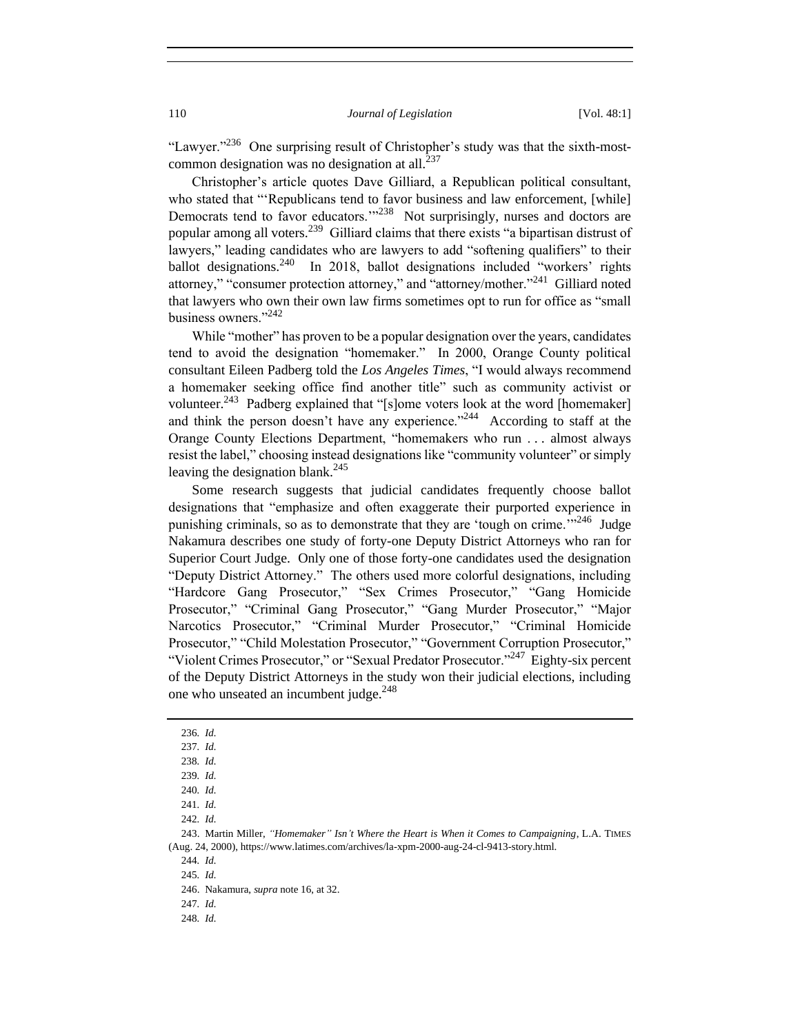"Lawyer."[236] One surprising result of Christopher's study was that the sixth-most-common designation was no designation at all.[237]

Christopher's article quotes Dave Gilliard, a Republican political consultant, who stated that "'Republicans tend to favor business and law enforcement, [while] Democrats tend to favor educators.'"[238] Not surprisingly, nurses and doctors are popular among all voters.[239] Gilliard claims that there exists "a bipartisan distrust of lawyers," leading candidates who are lawyers to add "softening qualifiers" to their ballot designations.[240] In 2018, ballot designations included "workers' rights attorney," "consumer protection attorney," and "attorney/mother."[241] Gilliard noted that lawyers who own their own law firms sometimes opt to run for office as "small business owners."[242]

While "mother" has proven to be a popular designation over the years, candidates tend to avoid the designation "homemaker." In 2000, Orange County political consultant Eileen Padberg told the *Los Angeles Times*, "I would always recommend a homemaker seeking office find another title" such as community activist or volunteer.[243] Padberg explained that "[s]ome voters look at the word [homemaker] and think the person doesn't have any experience."[244] According to staff at the Orange County Elections Department, "homemakers who run . . . almost always resist the label," choosing instead designations like "community volunteer" or simply leaving the designation blank.[245]

Some research suggests that judicial candidates frequently choose ballot designations that "emphasize and often exaggerate their purported experience in punishing criminals, so as to demonstrate that they are 'tough on crime.'"[246] Judge Nakamura describes one study of forty-one Deputy District Attorneys who ran for Superior Court Judge. Only one of those forty-one candidates used the designation "Deputy District Attorney." The others used more colorful designations, including "Hardcore Gang Prosecutor," "Sex Crimes Prosecutor," "Gang Homicide Prosecutor," "Criminal Gang Prosecutor," "Gang Murder Prosecutor," "Major Narcotics Prosecutor," "Criminal Murder Prosecutor," "Criminal Homicide Prosecutor," "Child Molestation Prosecutor," "Government Corruption Prosecutor," "Violent Crimes Prosecutor," or "Sexual Predator Prosecutor."[247] Eighty-six percent of the Deputy District Attorneys in the study won their judicial elections, including one who unseated an incumbent judge.[248]

---

236. *Id.*

237. *Id.*

238. *Id.*

239. *Id.*

240. *Id.*

241. *Id.*

242. *Id.*

243. Martin Miller, *"Homemaker" Isn't Where the Heart is When it Comes to Campaigning*, L.A. TIMES (Aug. 24, 2000), https://www.latimes.com/archives/la-xpm-2000-aug-24-cl-9413-story.html.

244. *Id.*

245. *Id.*

246. Nakamura, *supra* note 16, at 32.

247. *Id.*

248. *Id.*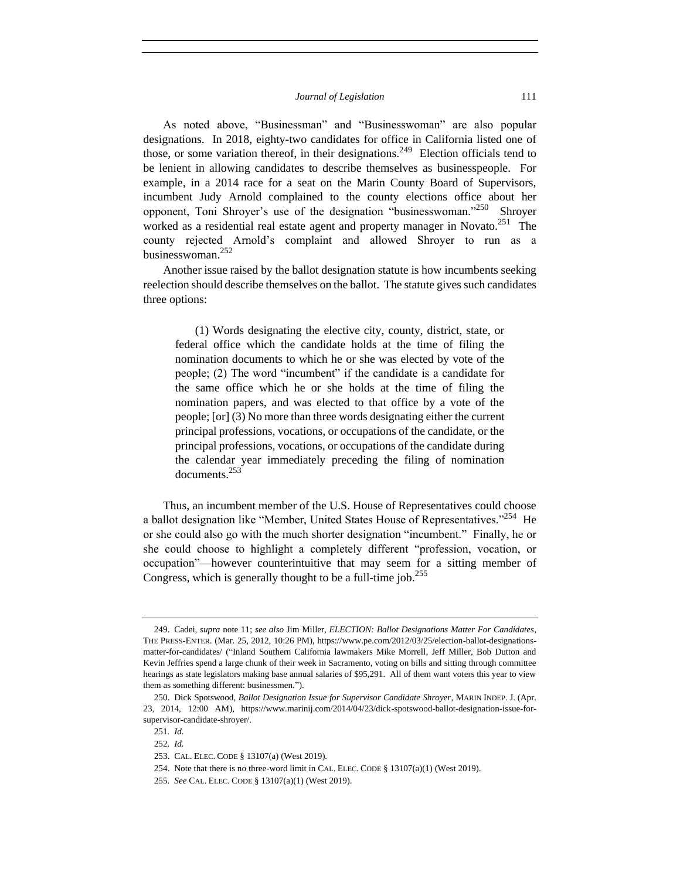As noted above, "Businessman" and "Businesswoman" are also popular designations. In 2018, eighty-two candidates for office in California listed one of those, or some variation thereof, in their designations.[249] Election officials tend to be lenient in allowing candidates to describe themselves as businesspeople. For example, in a 2014 race for a seat on the Marin County Board of Supervisors, incumbent Judy Arnold complained to the county elections office about her opponent, Toni Shroyer's use of the designation "businesswoman."[250] Shroyer worked as a residential real estate agent and property manager in Novato.[251] The county rejected Arnold's complaint and allowed Shroyer to run as a businesswoman.[252]

Another issue raised by the ballot designation statute is how incumbents seeking reelection should describe themselves on the ballot. The statute gives such candidates three options:

> (1) Words designating the elective city, county, district, state, or federal office which the candidate holds at the time of filing the nomination documents to which he or she was elected by vote of the people; (2) The word "incumbent" if the candidate is a candidate for the same office which he or she holds at the time of filing the nomination papers, and was elected to that office by a vote of the people; [or] (3) No more than three words designating either the current principal professions, vocations, or occupations of the candidate, or the principal professions, vocations, or occupations of the candidate during the calendar year immediately preceding the filing of nomination documents.[253]

Thus, an incumbent member of the U.S. House of Representatives could choose a ballot designation like "Member, United States House of Representatives."[254] He or she could also go with the much shorter designation "incumbent." Finally, he or she could choose to highlight a completely different "profession, vocation, or occupation"—however counterintuitive that may seem for a sitting member of Congress, which is generally thought to be a full-time job.[255]

---

249. Cadei, *supra* note 11; *see also* Jim Miller, *ELECTION: Ballot Designations Matter For Candidates*, THE PRESS-ENTER. (Mar. 25, 2012, 10:26 PM), https://www.pe.com/2012/03/25/election-ballot-designations-matter-for-candidates/ ("Inland Southern California lawmakers Mike Morrell, Jeff Miller, Bob Dutton and Kevin Jeffries spend a large chunk of their week in Sacramento, voting on bills and sitting through committee hearings as state legislators making base annual salaries of $95,291. All of them want voters this year to view them as something different: businessmen.").

250. Dick Spotswood, *Ballot Designation Issue for Supervisor Candidate Shroyer*, MARIN INDEP. J. (Apr. 23, 2014, 12:00 AM), https://www.marinij.com/2014/04/23/dick-spotswood-ballot-designation-issue-for-supervisor-candidate-shroyer/.

251. *Id.*

252. *Id.*

253. CAL. ELEC. CODE § 13107(a) (West 2019).

254. Note that there is no three-word limit in CAL. ELEC. CODE § 13107(a)(1) (West 2019).

255. *See* CAL. ELEC. CODE § 13107(a)(1) (West 2019).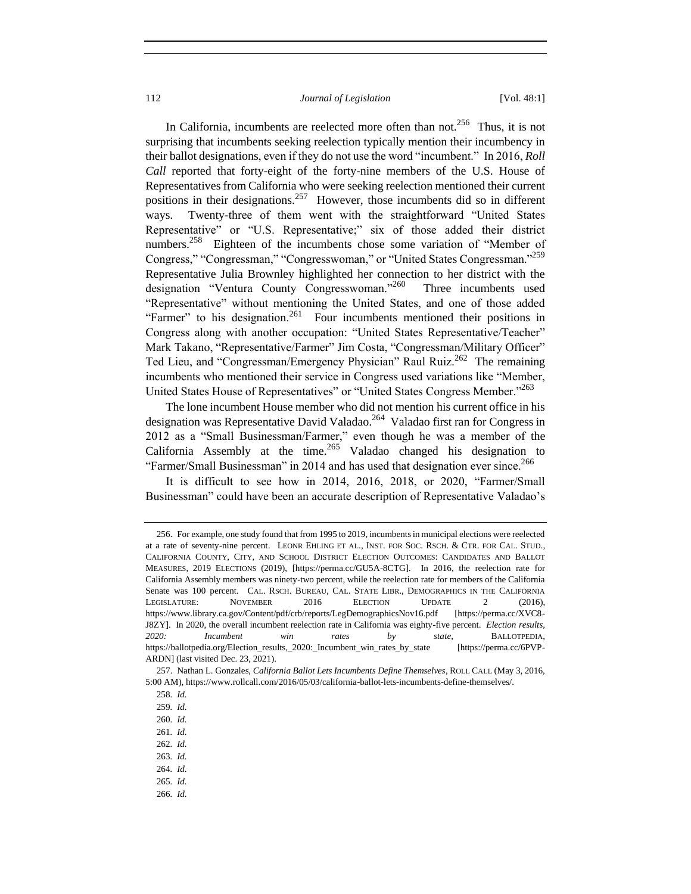In California, incumbents are reelected more often than not.[256] Thus, it is not surprising that incumbents seeking reelection typically mention their incumbency in their ballot designations, even if they do not use the word "incumbent." In 2016, *Roll Call* reported that forty-eight of the forty-nine members of the U.S. House of Representatives from California who were seeking reelection mentioned their current positions in their designations.[257] However, those incumbents did so in different ways. Twenty-three of them went with the straightforward "United States Representative" or "U.S. Representative;" six of those added their district numbers.[258] Eighteen of the incumbents chose some variation of "Member of Congress," "Congressman," "Congresswoman," or "United States Congressman."[259] Representative Julia Brownley highlighted her connection to her district with the designation "Ventura County Congresswoman."[260] Three incumbents used "Representative" without mentioning the United States, and one of those added "Farmer" to his designation.[261] Four incumbents mentioned their positions in Congress along with another occupation: "United States Representative/Teacher" Mark Takano, "Representative/Farmer" Jim Costa, "Congressman/Military Officer" Ted Lieu, and "Congressman/Emergency Physician" Raul Ruiz.[262] The remaining incumbents who mentioned their service in Congress used variations like "Member, United States House of Representatives" or "United States Congress Member."[263]

The lone incumbent House member who did not mention his current office in his designation was Representative David Valadao.[264] Valadao first ran for Congress in 2012 as a "Small Businessman/Farmer," even though he was a member of the California Assembly at the time.[265] Valadao changed his designation to "Farmer/Small Businessman" in 2014 and has used that designation ever since.[266]

It is difficult to see how in 2014, 2016, 2018, or 2020, "Farmer/Small Businessman" could have been an accurate description of Representative Valadao's

---

256. For example, one study found that from 1995 to 2019, incumbents in municipal elections were reelected at a rate of seventy-nine percent. LEONR EHLING ET AL., INST. FOR SOC. RSCH. & CTR. FOR CAL. STUD., CALIFORNIA COUNTY, CITY, AND SCHOOL DISTRICT ELECTION OUTCOMES: CANDIDATES AND BALLOT MEASURES, 2019 ELECTIONS (2019), [https://perma.cc/GU5A-8CTG]. In 2016, the reelection rate for California Assembly members was ninety-two percent, while the reelection rate for members of the California Senate was 100 percent. CAL. RSCH. BUREAU, CAL. STATE LIBR., DEMOGRAPHICS IN THE CALIFORNIA LEGISLATURE: NOVEMBER 2016 ELECTION UPDATE 2 (2016), https://www.library.ca.gov/Content/pdf/crb/reports/LegDemographicsNov16.pdf [https://perma.cc/XVC8-J8ZY]. In 2020, the overall incumbent reelection rate in California was eighty-five percent. *Election results, 2020: Incumbent win rates by state*, BALLOTPEDIA, https://ballotpedia.org/Election_results,_2020:_Incumbent_win_rates_by_state [https://perma.cc/6PVP-ARDN] (last visited Dec. 23, 2021).

257. Nathan L. Gonzales, *California Ballot Lets Incumbents Define Themselves*, ROLL CALL (May 3, 2016, 5:00 AM), https://www.rollcall.com/2016/05/03/california-ballot-lets-incumbents-define-themselves/.

258. *Id.*

259. *Id.*

260. *Id.*

261. *Id.*

262. *Id.*

263. *Id.*

264. *Id.*

265. *Id.*

266. *Id.*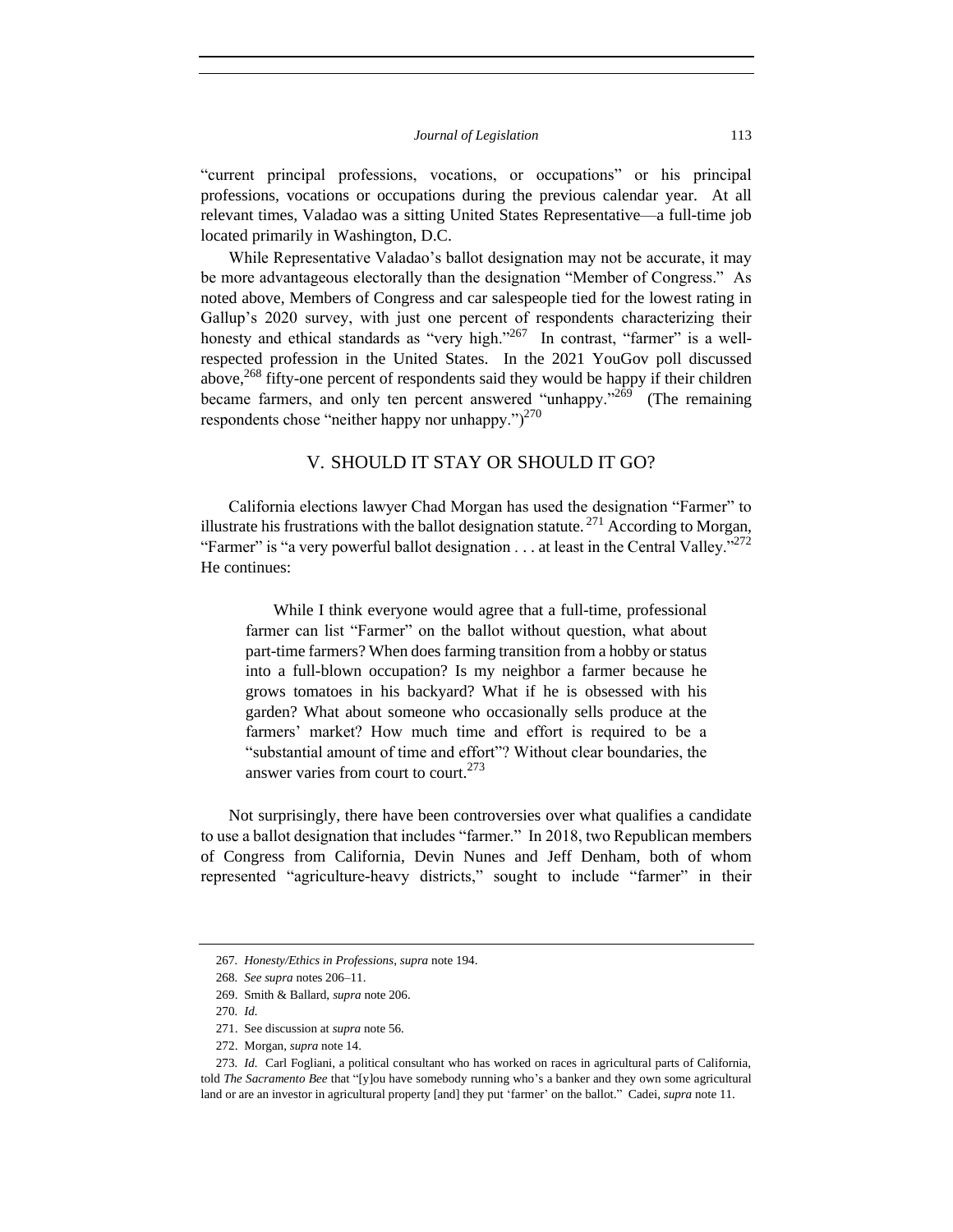"current principal professions, vocations, or occupations" or his principal professions, vocations or occupations during the previous calendar year. At all relevant times, Valadao was a sitting United States Representative—a full-time job located primarily in Washington, D.C.

While Representative Valadao's ballot designation may not be accurate, it may be more advantageous electorally than the designation "Member of Congress." As noted above, Members of Congress and car salespeople tied for the lowest rating in Gallup's 2020 survey, with just one percent of respondents characterizing their honesty and ethical standards as "very high."[267] In contrast, "farmer" is a well-respected profession in the United States. In the 2021 YouGov poll discussed above,[268] fifty-one percent of respondents said they would be happy if their children became farmers, and only ten percent answered "unhappy."[269] (The remaining respondents chose "neither happy nor unhappy.")[270]

## V. SHOULD IT STAY OR SHOULD IT GO?

California elections lawyer Chad Morgan has used the designation "Farmer" to illustrate his frustrations with the ballot designation statute.[271] According to Morgan, "Farmer" is "a very powerful ballot designation . . . at least in the Central Valley."[272] He continues:

> While I think everyone would agree that a full-time, professional farmer can list "Farmer" on the ballot without question, what about part-time farmers? When does farming transition from a hobby or status into a full-blown occupation? Is my neighbor a farmer because he grows tomatoes in his backyard? What if he is obsessed with his garden? What about someone who occasionally sells produce at the farmers' market? How much time and effort is required to be a "substantial amount of time and effort"? Without clear boundaries, the answer varies from court to court.[273]

Not surprisingly, there have been controversies over what qualifies a candidate to use a ballot designation that includes "farmer." In 2018, two Republican members of Congress from California, Devin Nunes and Jeff Denham, both of whom represented "agriculture-heavy districts," sought to include "farmer" in their

---

267. *Honesty/Ethics in Professions*, *supra* note 194.

268. *See supra* notes 206–11.

269. Smith & Ballard, *supra* note 206.

270. *Id.*

271. See discussion at *supra* note 56.

272. Morgan, *supra* note 14.

273. *Id.* Carl Fogliani, a political consultant who has worked on races in agricultural parts of California, told *The Sacramento Bee* that "[y]ou have somebody running who's a banker and they own some agricultural land or are an investor in agricultural property [and] they put 'farmer' on the ballot." Cadei, *supra* note 11.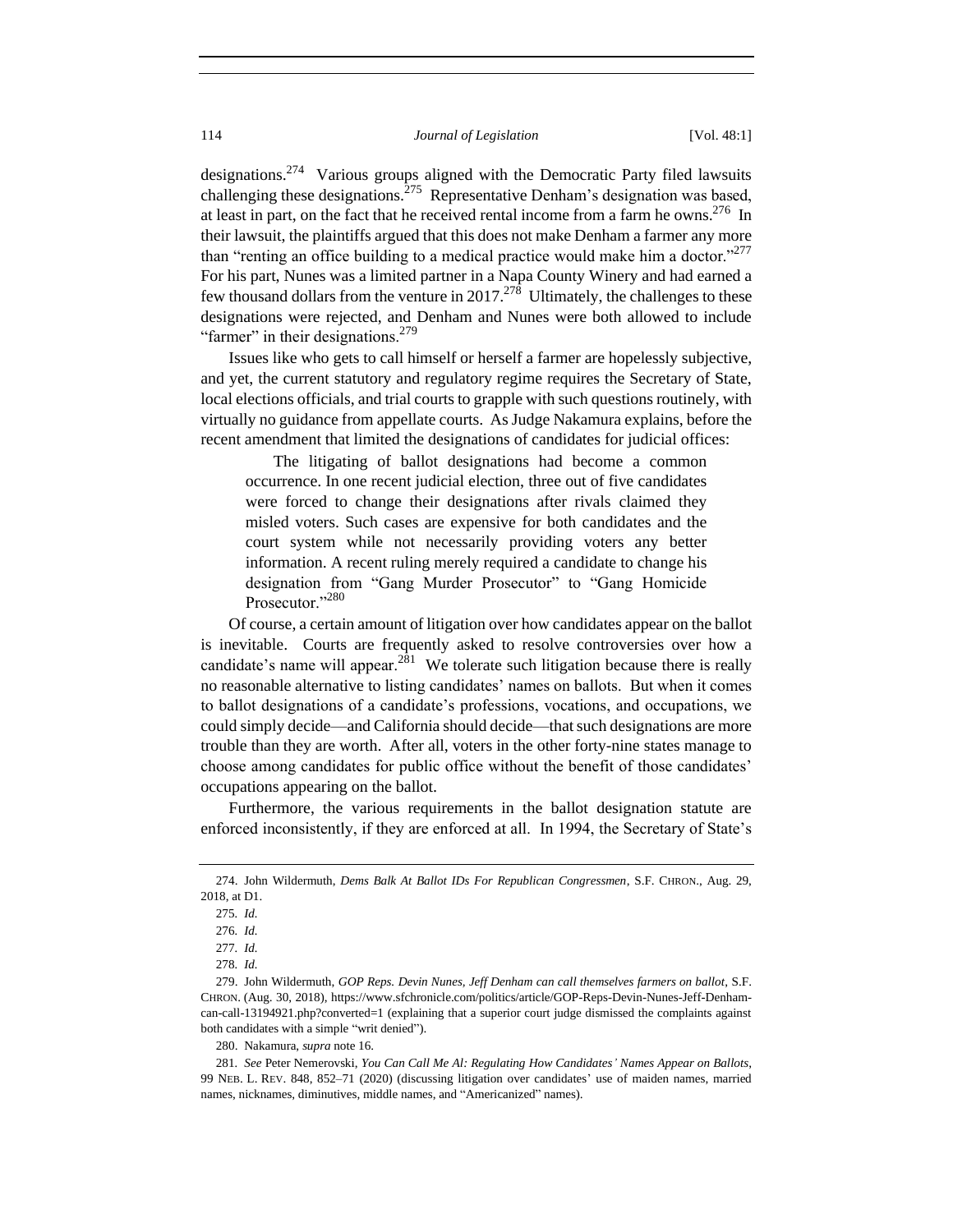designations.[274] Various groups aligned with the Democratic Party filed lawsuits challenging these designations.[275] Representative Denham's designation was based, at least in part, on the fact that he received rental income from a farm he owns.[276] In their lawsuit, the plaintiffs argued that this does not make Denham a farmer any more than "renting an office building to a medical practice would make him a doctor."[277] For his part, Nunes was a limited partner in a Napa County Winery and had earned a few thousand dollars from the venture in 2017.[278] Ultimately, the challenges to these designations were rejected, and Denham and Nunes were both allowed to include "farmer" in their designations.[279]

Issues like who gets to call himself or herself a farmer are hopelessly subjective, and yet, the current statutory and regulatory regime requires the Secretary of State, local elections officials, and trial courts to grapple with such questions routinely, with virtually no guidance from appellate courts. As Judge Nakamura explains, before the recent amendment that limited the designations of candidates for judicial offices:

> The litigating of ballot designations had become a common occurrence. In one recent judicial election, three out of five candidates were forced to change their designations after rivals claimed they misled voters. Such cases are expensive for both candidates and the court system while not necessarily providing voters any better information. A recent ruling merely required a candidate to change his designation from "Gang Murder Prosecutor" to "Gang Homicide Prosecutor."[280]

Of course, a certain amount of litigation over how candidates appear on the ballot is inevitable. Courts are frequently asked to resolve controversies over how a candidate's name will appear.[281] We tolerate such litigation because there is really no reasonable alternative to listing candidates' names on ballots. But when it comes to ballot designations of a candidate's professions, vocations, and occupations, we could simply decide—and California should decide—that such designations are more trouble than they are worth. After all, voters in the other forty-nine states manage to choose among candidates for public office without the benefit of those candidates' occupations appearing on the ballot.

Furthermore, the various requirements in the ballot designation statute are enforced inconsistently, if they are enforced at all. In 1994, the Secretary of State's

---

274. John Wildermuth, *Dems Balk At Ballot IDs For Republican Congressmen*, S.F. CHRON., Aug. 29, 2018, at D1.

275. *Id.*

276. *Id.*

277. *Id.*

278. *Id.*

279. John Wildermuth, *GOP Reps. Devin Nunes, Jeff Denham can call themselves farmers on ballot*, S.F. CHRON. (Aug. 30, 2018), https://www.sfchronicle.com/politics/article/GOP-Reps-Devin-Nunes-Jeff-Denham-can-call-13194921.php?converted=1 (explaining that a superior court judge dismissed the complaints against both candidates with a simple "writ denied").

280. Nakamura, *supra* note 16.

281. *See* Peter Nemerovski, *You Can Call Me Al: Regulating How Candidates' Names Appear on Ballots*, 99 NEB. L. REV. 848, 852–71 (2020) (discussing litigation over candidates' use of maiden names, married names, nicknames, diminutives, middle names, and "Americanized" names).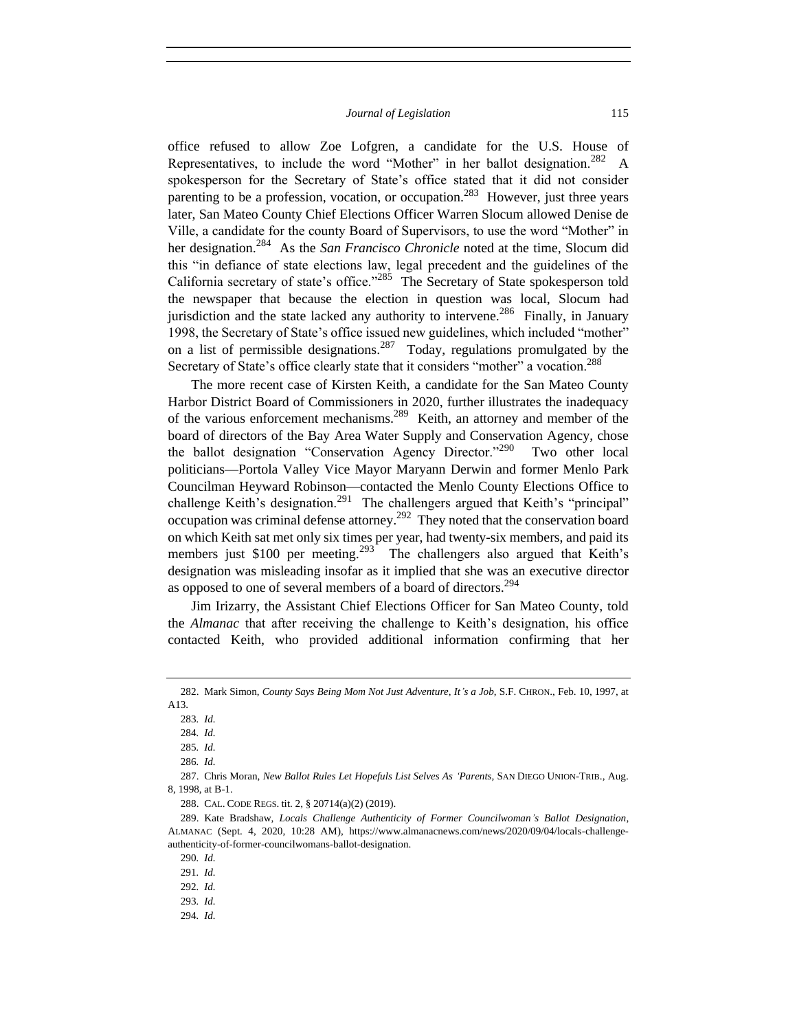office refused to allow Zoe Lofgren, a candidate for the U.S. House of Representatives, to include the word "Mother" in her ballot designation.[282] A spokesperson for the Secretary of State's office stated that it did not consider parenting to be a profession, vocation, or occupation.[283] However, just three years later, San Mateo County Chief Elections Officer Warren Slocum allowed Denise de Ville, a candidate for the county Board of Supervisors, to use the word "Mother" in her designation.[284] As the *San Francisco Chronicle* noted at the time, Slocum did this "in defiance of state elections law, legal precedent and the guidelines of the California secretary of state's office."[285] The Secretary of State spokesperson told the newspaper that because the election in question was local, Slocum had jurisdiction and the state lacked any authority to intervene.[286] Finally, in January 1998, the Secretary of State's office issued new guidelines, which included "mother" on a list of permissible designations.[287] Today, regulations promulgated by the Secretary of State's office clearly state that it considers "mother" a vocation.[288]

The more recent case of Kirsten Keith, a candidate for the San Mateo County Harbor District Board of Commissioners in 2020, further illustrates the inadequacy of the various enforcement mechanisms.[289] Keith, an attorney and member of the board of directors of the Bay Area Water Supply and Conservation Agency, chose the ballot designation "Conservation Agency Director."[290] Two other local politicians—Portola Valley Vice Mayor Maryann Derwin and former Menlo Park Councilman Heyward Robinson—contacted the Menlo County Elections Office to challenge Keith's designation.[291] The challengers argued that Keith's "principal" occupation was criminal defense attorney.[292] They noted that the conservation board on which Keith sat met only six times per year, had twenty-six members, and paid its members just $100 per meeting.[293] The challengers also argued that Keith's designation was misleading insofar as it implied that she was an executive director as opposed to one of several members of a board of directors.[294]

Jim Irizarry, the Assistant Chief Elections Officer for San Mateo County, told the *Almanac* that after receiving the challenge to Keith's designation, his office contacted Keith, who provided additional information confirming that her

---

282. Mark Simon, *County Says Being Mom Not Just Adventure, It's a Job*, S.F. CHRON., Feb. 10, 1997, at A13.

283. *Id.*

284. *Id.*

285. *Id.*

286. *Id.*

287. Chris Moran, *New Ballot Rules Let Hopefuls List Selves As 'Parents*, SAN DIEGO UNION-TRIB., Aug. 8, 1998, at B-1.

288. CAL. CODE REGS. tit. 2, § 20714(a)(2) (2019).

289. Kate Bradshaw, *Locals Challenge Authenticity of Former Councilwoman's Ballot Designation*, ALMANAC (Sept. 4, 2020, 10:28 AM), https://www.almanacnews.com/news/2020/09/04/locals-challenge-authenticity-of-former-councilwomans-ballot-designation.

290. *Id.*

291. *Id.*

292. *Id.*

293. *Id.*

294. *Id.*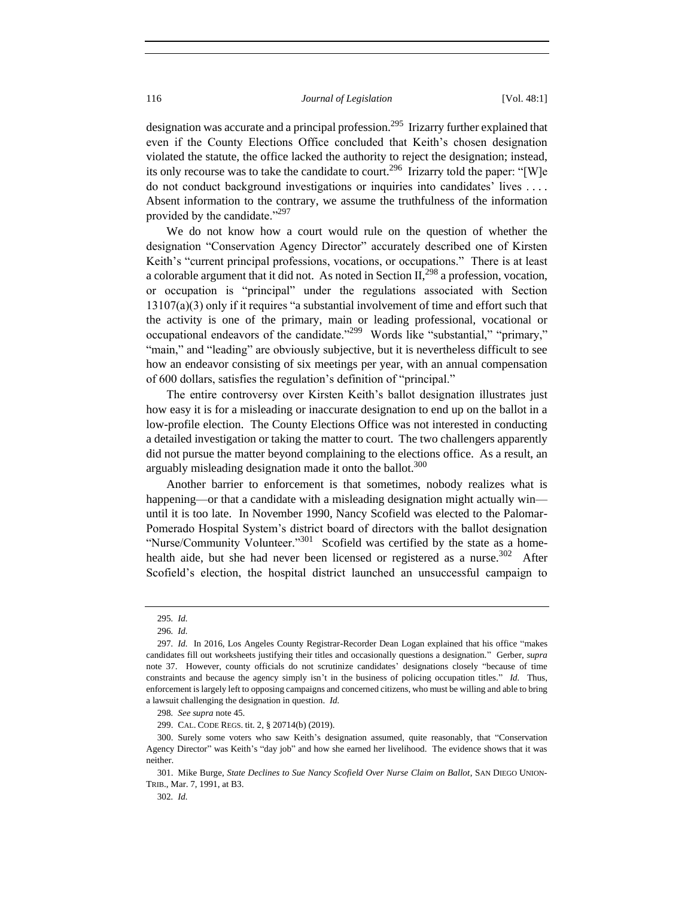designation was accurate and a principal profession.[295] Irizarry further explained that even if the County Elections Office concluded that Keith's chosen designation violated the statute, the office lacked the authority to reject the designation; instead, its only recourse was to take the candidate to court.[296] Irizarry told the paper: "[W]e do not conduct background investigations or inquiries into candidates' lives . . . . Absent information to the contrary, we assume the truthfulness of the information provided by the candidate."[297]

We do not know how a court would rule on the question of whether the designation "Conservation Agency Director" accurately described one of Kirsten Keith's "current principal professions, vocations, or occupations." There is at least a colorable argument that it did not. As noted in Section II,[298] a profession, vocation, or occupation is "principal" under the regulations associated with Section 13107(a)(3) only if it requires "a substantial involvement of time and effort such that the activity is one of the primary, main or leading professional, vocational or occupational endeavors of the candidate."[299] Words like "substantial," "primary," "main," and "leading" are obviously subjective, but it is nevertheless difficult to see how an endeavor consisting of six meetings per year, with an annual compensation of 600 dollars, satisfies the regulation's definition of "principal."

The entire controversy over Kirsten Keith's ballot designation illustrates just how easy it is for a misleading or inaccurate designation to end up on the ballot in a low-profile election. The County Elections Office was not interested in conducting a detailed investigation or taking the matter to court. The two challengers apparently did not pursue the matter beyond complaining to the elections office. As a result, an arguably misleading designation made it onto the ballot.[300]

Another barrier to enforcement is that sometimes, nobody realizes what is happening—or that a candidate with a misleading designation might actually win—until it is too late. In November 1990, Nancy Scofield was elected to the Palomar-Pomerado Hospital System's district board of directors with the ballot designation "Nurse/Community Volunteer."[301] Scofield was certified by the state as a home-health aide, but she had never been licensed or registered as a nurse.[302] After Scofield's election, the hospital district launched an unsuccessful campaign to

---

295. *Id.*

296. *Id.*

297. *Id.* In 2016, Los Angeles County Registrar-Recorder Dean Logan explained that his office "makes candidates fill out worksheets justifying their titles and occasionally questions a designation." Gerber, *supra* note 37. However, county officials do not scrutinize candidates' designations closely "because of time constraints and because the agency simply isn't in the business of policing occupation titles." *Id.* Thus, enforcement is largely left to opposing campaigns and concerned citizens, who must be willing and able to bring a lawsuit challenging the designation in question. *Id.*

298. *See supra* note 45.

299. CAL. CODE REGS. tit. 2, § 20714(b) (2019).

300. Surely some voters who saw Keith's designation assumed, quite reasonably, that "Conservation Agency Director" was Keith's "day job" and how she earned her livelihood. The evidence shows that it was neither.

301. Mike Burge, *State Declines to Sue Nancy Scofield Over Nurse Claim on Ballot*, SAN DIEGO UNION-TRIB., Mar. 7, 1991, at B3.

302. *Id.*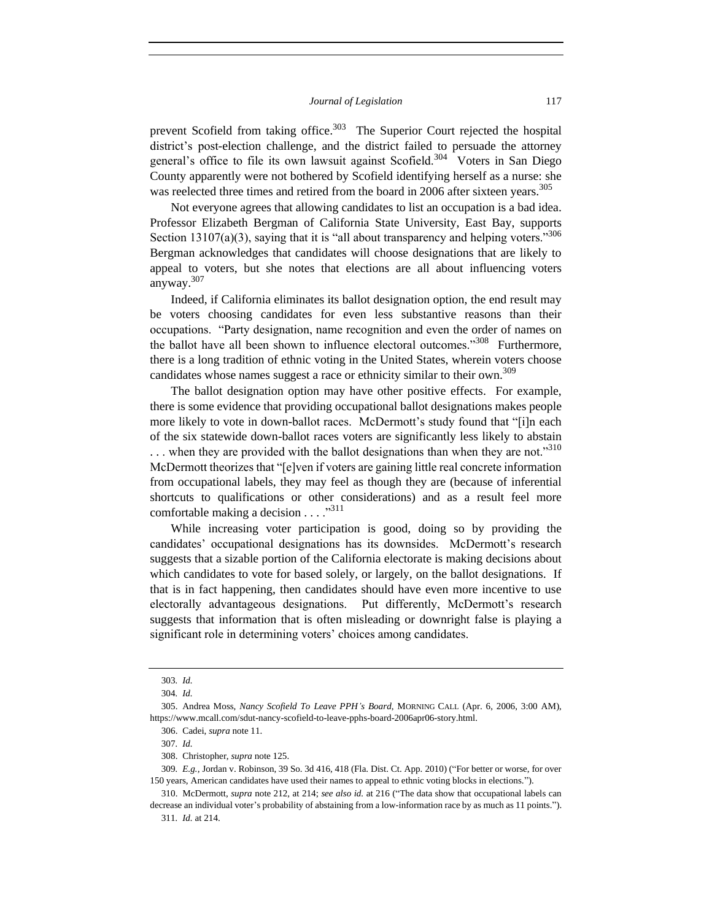prevent Scofield from taking office.[303] The Superior Court rejected the hospital district's post-election challenge, and the district failed to persuade the attorney general's office to file its own lawsuit against Scofield.[304] Voters in San Diego County apparently were not bothered by Scofield identifying herself as a nurse: she was reelected three times and retired from the board in 2006 after sixteen years.[305]

Not everyone agrees that allowing candidates to list an occupation is a bad idea. Professor Elizabeth Bergman of California State University, East Bay, supports Section 13107(a)(3), saying that it is "all about transparency and helping voters."[306] Bergman acknowledges that candidates will choose designations that are likely to appeal to voters, but she notes that elections are all about influencing voters anyway.[307]

Indeed, if California eliminates its ballot designation option, the end result may be voters choosing candidates for even less substantive reasons than their occupations. "Party designation, name recognition and even the order of names on the ballot have all been shown to influence electoral outcomes."[308] Furthermore, there is a long tradition of ethnic voting in the United States, wherein voters choose candidates whose names suggest a race or ethnicity similar to their own.[309]

The ballot designation option may have other positive effects. For example, there is some evidence that providing occupational ballot designations makes people more likely to vote in down-ballot races. McDermott's study found that "[i]n each of the six statewide down-ballot races voters are significantly less likely to abstain . . . when they are provided with the ballot designations than when they are not."[310] McDermott theorizes that "[e]ven if voters are gaining little real concrete information from occupational labels, they may feel as though they are (because of inferential shortcuts to qualifications or other considerations) and as a result feel more comfortable making a decision . . . ."[311]

While increasing voter participation is good, doing so by providing the candidates' occupational designations has its downsides. McDermott's research suggests that a sizable portion of the California electorate is making decisions about which candidates to vote for based solely, or largely, on the ballot designations. If that is in fact happening, then candidates should have even more incentive to use electorally advantageous designations. Put differently, McDermott's research suggests that information that is often misleading or downright false is playing a significant role in determining voters' choices among candidates.

---

303. *Id.*

304. *Id.*

305. Andrea Moss, *Nancy Scofield To Leave PPH's Board*, MORNING CALL (Apr. 6, 2006, 3:00 AM), https://www.mcall.com/sdut-nancy-scofield-to-leave-pphs-board-2006apr06-story.html.

306. Cadei, *supra* note 11.

307. *Id.*

308. Christopher, *supra* note 125.

309. *E.g.*, Jordan v. Robinson, 39 So. 3d 416, 418 (Fla. Dist. Ct. App. 2010) ("For better or worse, for over 150 years, American candidates have used their names to appeal to ethnic voting blocks in elections.").

310. McDermott, *supra* note 212, at 214; *see also id.* at 216 ("The data show that occupational labels can decrease an individual voter's probability of abstaining from a low-information race by as much as 11 points.").

311. *Id.* at 214.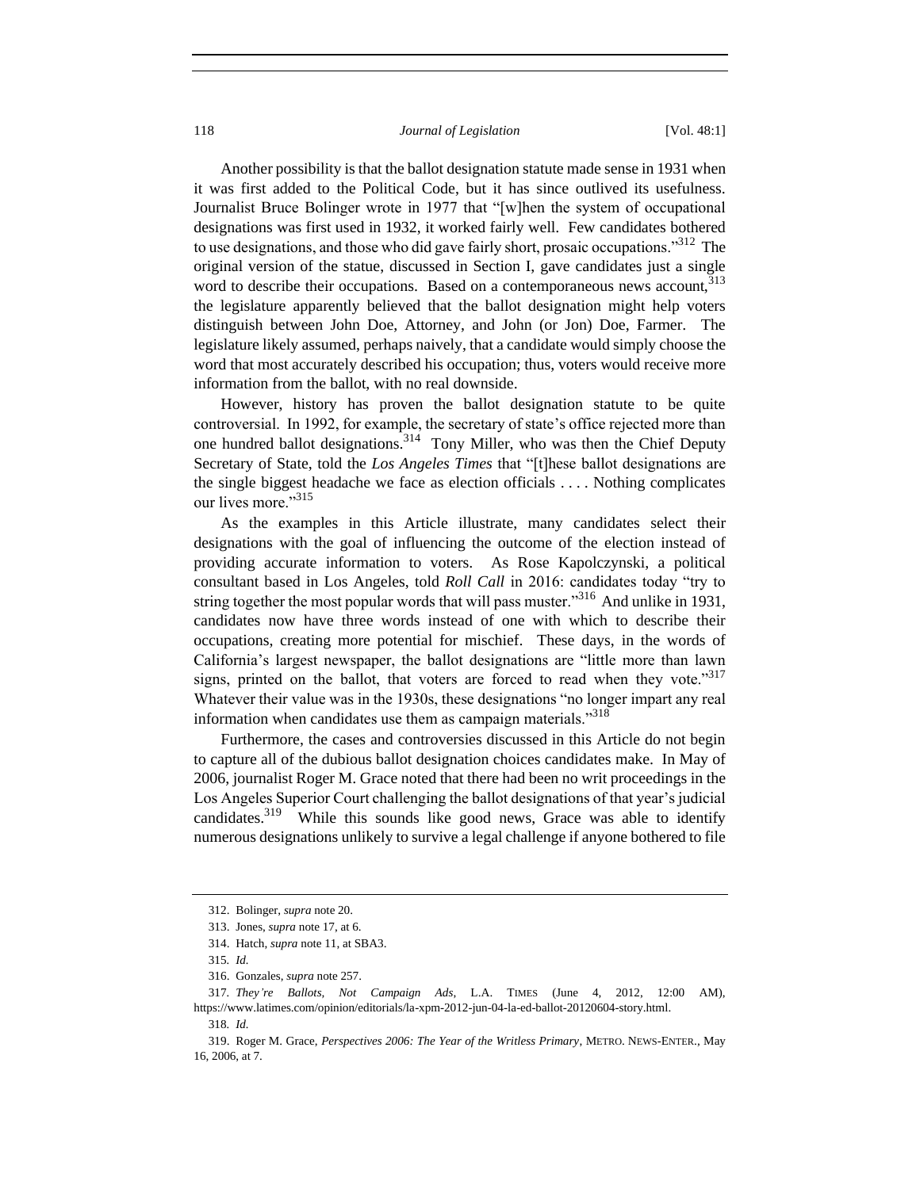Another possibility is that the ballot designation statute made sense in 1931 when it was first added to the Political Code, but it has since outlived its usefulness. Journalist Bruce Bolinger wrote in 1977 that "[w]hen the system of occupational designations was first used in 1932, it worked fairly well. Few candidates bothered to use designations, and those who did gave fairly short, prosaic occupations."[312] The original version of the statue, discussed in Section I, gave candidates just a single word to describe their occupations. Based on a contemporaneous news account,[313] the legislature apparently believed that the ballot designation might help voters distinguish between John Doe, Attorney, and John (or Jon) Doe, Farmer. The legislature likely assumed, perhaps naively, that a candidate would simply choose the word that most accurately described his occupation; thus, voters would receive more information from the ballot, with no real downside.

However, history has proven the ballot designation statute to be quite controversial. In 1992, for example, the secretary of state's office rejected more than one hundred ballot designations.[314] Tony Miller, who was then the Chief Deputy Secretary of State, told the *Los Angeles Times* that "[t]hese ballot designations are the single biggest headache we face as election officials . . . . Nothing complicates our lives more."[315]

As the examples in this Article illustrate, many candidates select their designations with the goal of influencing the outcome of the election instead of providing accurate information to voters. As Rose Kapolczynski, a political consultant based in Los Angeles, told *Roll Call* in 2016: candidates today "try to string together the most popular words that will pass muster."[316] And unlike in 1931, candidates now have three words instead of one with which to describe their occupations, creating more potential for mischief. These days, in the words of California's largest newspaper, the ballot designations are "little more than lawn signs, printed on the ballot, that voters are forced to read when they vote."[317] Whatever their value was in the 1930s, these designations "no longer impart any real information when candidates use them as campaign materials."[318]

Furthermore, the cases and controversies discussed in this Article do not begin to capture all of the dubious ballot designation choices candidates make. In May of 2006, journalist Roger M. Grace noted that there had been no writ proceedings in the Los Angeles Superior Court challenging the ballot designations of that year's judicial candidates.[319] While this sounds like good news, Grace was able to identify numerous designations unlikely to survive a legal challenge if anyone bothered to file

---

312. Bolinger, *supra* note 20.

313. Jones, *supra* note 17, at 6.

314. Hatch, *supra* note 11, at SBA3.

315. *Id.*

316. Gonzales, *supra* note 257.

317. *They're Ballots, Not Campaign Ads*, L.A. TIMES (June 4, 2012, 12:00 AM), https://www.latimes.com/opinion/editorials/la-xpm-2012-jun-04-la-ed-ballot-20120604-story.html.

318. *Id.*

319. Roger M. Grace, *Perspectives 2006: The Year of the Writless Primary*, METRO. NEWS-ENTER., May 16, 2006, at 7.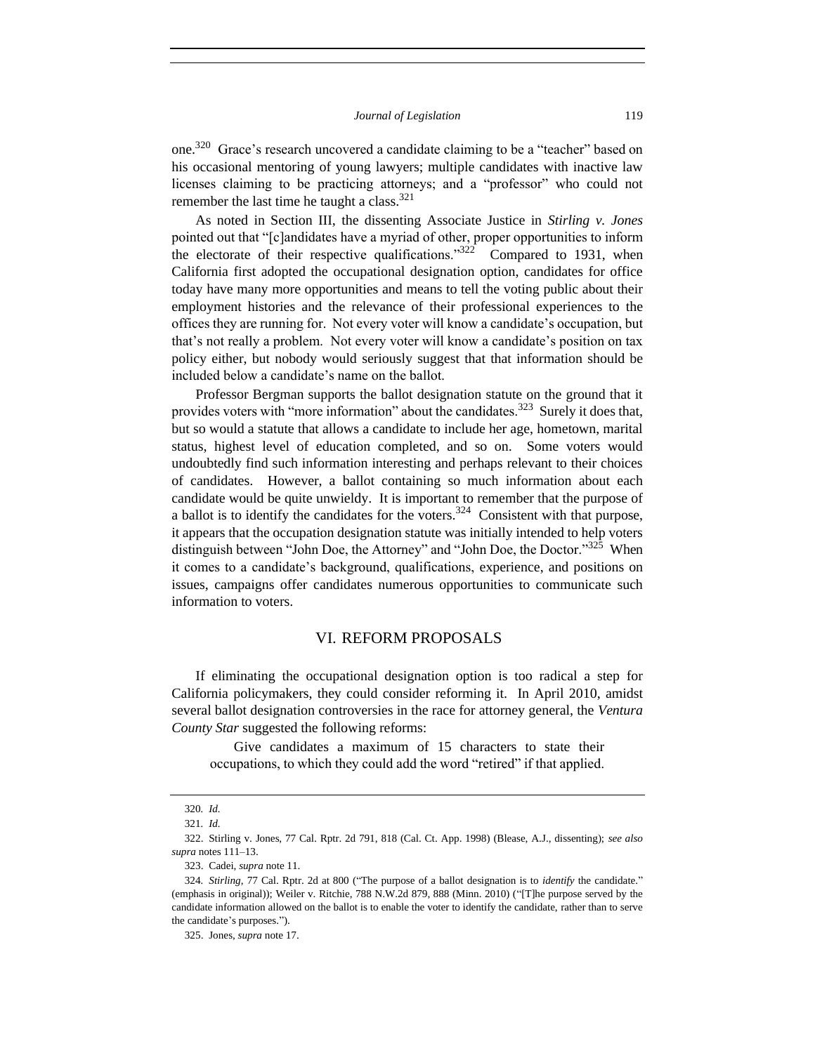one.[320] Grace's research uncovered a candidate claiming to be a "teacher" based on his occasional mentoring of young lawyers; multiple candidates with inactive law licenses claiming to be practicing attorneys; and a "professor" who could not remember the last time he taught a class.[321]

As noted in Section III, the dissenting Associate Justice in *Stirling v. Jones* pointed out that "[c]andidates have a myriad of other, proper opportunities to inform the electorate of their respective qualifications."[322] Compared to 1931, when California first adopted the occupational designation option, candidates for office today have many more opportunities and means to tell the voting public about their employment histories and the relevance of their professional experiences to the offices they are running for. Not every voter will know a candidate's occupation, but that's not really a problem. Not every voter will know a candidate's position on tax policy either, but nobody would seriously suggest that that information should be included below a candidate's name on the ballot.

Professor Bergman supports the ballot designation statute on the ground that it provides voters with "more information" about the candidates.[323] Surely it does that, but so would a statute that allows a candidate to include her age, hometown, marital status, highest level of education completed, and so on. Some voters would undoubtedly find such information interesting and perhaps relevant to their choices of candidates. However, a ballot containing so much information about each candidate would be quite unwieldy. It is important to remember that the purpose of a ballot is to identify the candidates for the voters.[324] Consistent with that purpose, it appears that the occupation designation statute was initially intended to help voters distinguish between "John Doe, the Attorney" and "John Doe, the Doctor."[325] When it comes to a candidate's background, qualifications, experience, and positions on issues, campaigns offer candidates numerous opportunities to communicate such information to voters.

## VI. REFORM PROPOSALS

If eliminating the occupational designation option is too radical a step for California policymakers, they could consider reforming it. In April 2010, amidst several ballot designation controversies in the race for attorney general, the *Ventura County Star* suggested the following reforms:

> Give candidates a maximum of 15 characters to state their occupations, to which they could add the word "retired" if that applied.

---

320. *Id.*

321. *Id.*

322. Stirling v. Jones, 77 Cal. Rptr. 2d 791, 818 (Cal. Ct. App. 1998) (Blease, A.J., dissenting); *see also supra* notes 111–13.

323. Cadei, *supra* note 11.

324. *Stirling*, 77 Cal. Rptr. 2d at 800 ("The purpose of a ballot designation is to *identify* the candidate." (emphasis in original)); Weiler v. Ritchie, 788 N.W.2d 879, 888 (Minn. 2010) ("[T]he purpose served by the candidate information allowed on the ballot is to enable the voter to identify the candidate, rather than to serve the candidate's purposes.").

325. Jones, *supra* note 17.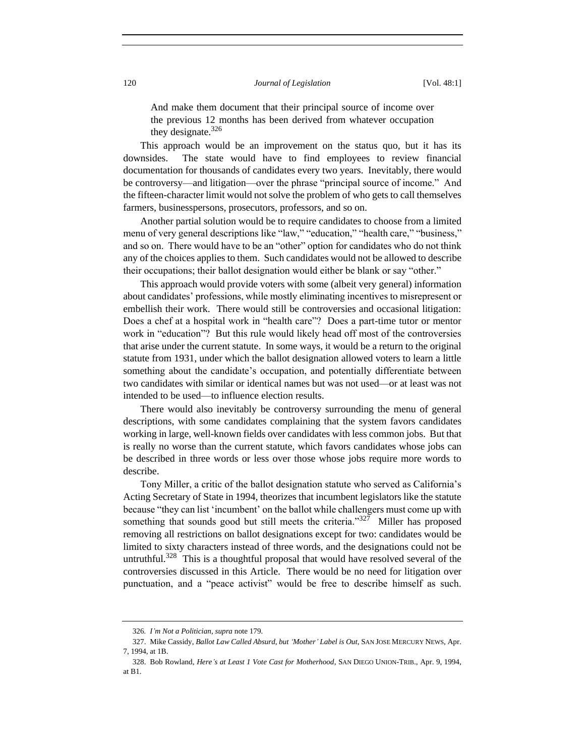> And make them document that their principal source of income over the previous 12 months has been derived from whatever occupation they designate.[326]

This approach would be an improvement on the status quo, but it has its downsides. The state would have to find employees to review financial documentation for thousands of candidates every two years. Inevitably, there would be controversy—and litigation—over the phrase "principal source of income." And the fifteen-character limit would not solve the problem of who gets to call themselves farmers, businesspersons, prosecutors, professors, and so on.

Another partial solution would be to require candidates to choose from a limited menu of very general descriptions like "law," "education," "health care," "business," and so on. There would have to be an "other" option for candidates who do not think any of the choices applies to them. Such candidates would not be allowed to describe their occupations; their ballot designation would either be blank or say "other."

This approach would provide voters with some (albeit very general) information about candidates' professions, while mostly eliminating incentives to misrepresent or embellish their work. There would still be controversies and occasional litigation: Does a chef at a hospital work in "health care"? Does a part-time tutor or mentor work in "education"? But this rule would likely head off most of the controversies that arise under the current statute. In some ways, it would be a return to the original statute from 1931, under which the ballot designation allowed voters to learn a little something about the candidate's occupation, and potentially differentiate between two candidates with similar or identical names but was not used—or at least was not intended to be used—to influence election results.

There would also inevitably be controversy surrounding the menu of general descriptions, with some candidates complaining that the system favors candidates working in large, well-known fields over candidates with less common jobs. But that is really no worse than the current statute, which favors candidates whose jobs can be described in three words or less over those whose jobs require more words to describe.

Tony Miller, a critic of the ballot designation statute who served as California's Acting Secretary of State in 1994, theorizes that incumbent legislators like the statute because "they can list 'incumbent' on the ballot while challengers must come up with something that sounds good but still meets the criteria."[327] Miller has proposed removing all restrictions on ballot designations except for two: candidates would be limited to sixty characters instead of three words, and the designations could not be untruthful.[328] This is a thoughtful proposal that would have resolved several of the controversies discussed in this Article. There would be no need for litigation over punctuation, and a "peace activist" would be free to describe himself as such.

---

326. *I'm Not a Politician*, *supra* note 179.

327. Mike Cassidy, *Ballot Law Called Absurd, but 'Mother' Label is Out*, SAN JOSE MERCURY NEWS, Apr. 7, 1994, at 1B.

328. Bob Rowland, *Here's at Least 1 Vote Cast for Motherhood*, SAN DIEGO UNION-TRIB., Apr. 9, 1994, at B1.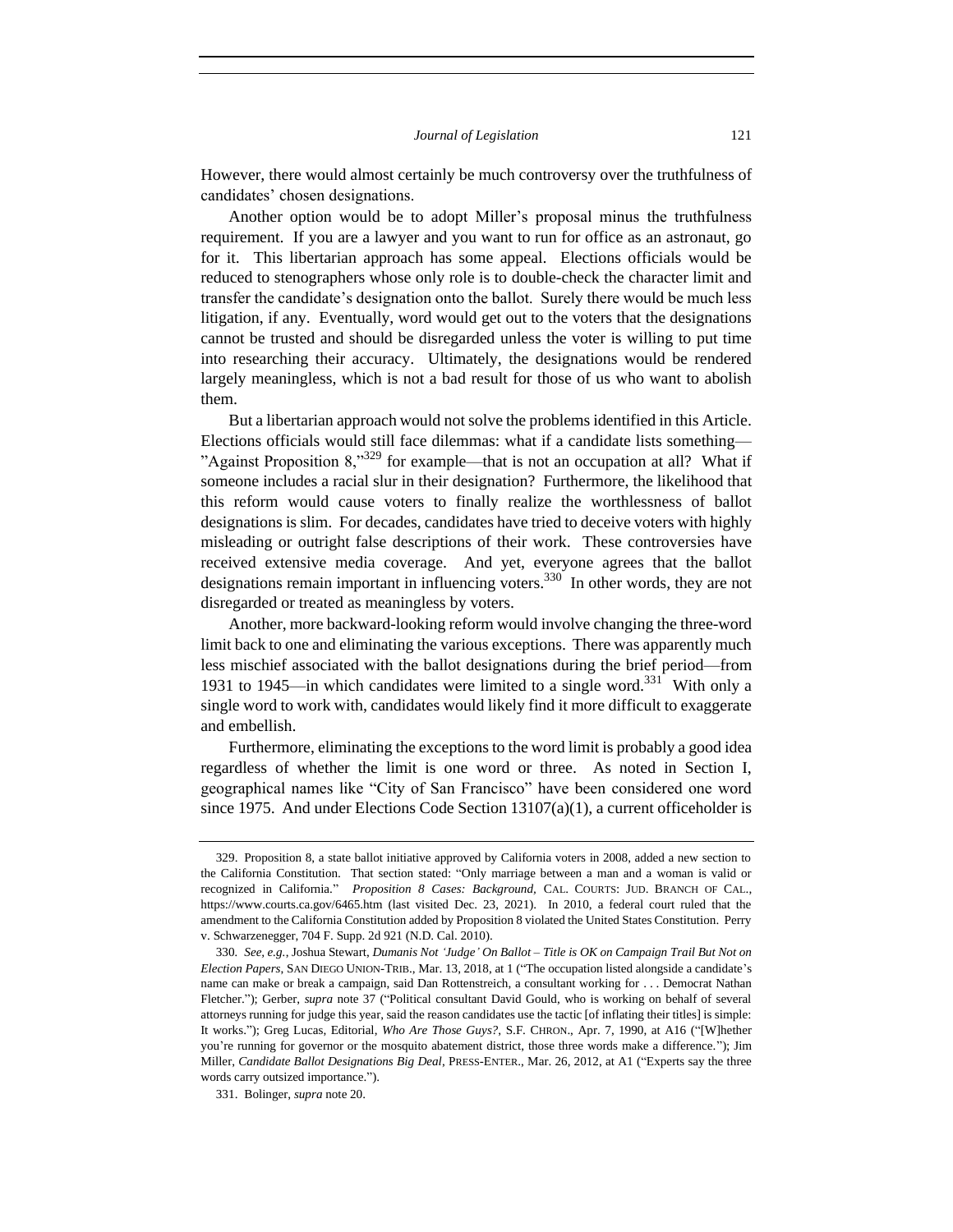However, there would almost certainly be much controversy over the truthfulness of candidates' chosen designations.

Another option would be to adopt Miller's proposal minus the truthfulness requirement. If you are a lawyer and you want to run for office as an astronaut, go for it. This libertarian approach has some appeal. Elections officials would be reduced to stenographers whose only role is to double-check the character limit and transfer the candidate's designation onto the ballot. Surely there would be much less litigation, if any. Eventually, word would get out to the voters that the designations cannot be trusted and should be disregarded unless the voter is willing to put time into researching their accuracy. Ultimately, the designations would be rendered largely meaningless, which is not a bad result for those of us who want to abolish them.

But a libertarian approach would not solve the problems identified in this Article. Elections officials would still face dilemmas: what if a candidate lists something—"Against Proposition 8,"[329] for example—that is not an occupation at all? What if someone includes a racial slur in their designation? Furthermore, the likelihood that this reform would cause voters to finally realize the worthlessness of ballot designations is slim. For decades, candidates have tried to deceive voters with highly misleading or outright false descriptions of their work. These controversies have received extensive media coverage. And yet, everyone agrees that the ballot designations remain important in influencing voters.[330] In other words, they are not disregarded or treated as meaningless by voters.

Another, more backward-looking reform would involve changing the three-word limit back to one and eliminating the various exceptions. There was apparently much less mischief associated with the ballot designations during the brief period—from 1931 to 1945—in which candidates were limited to a single word.[331] With only a single word to work with, candidates would likely find it more difficult to exaggerate and embellish.

Furthermore, eliminating the exceptions to the word limit is probably a good idea regardless of whether the limit is one word or three. As noted in Section I, geographical names like "City of San Francisco" have been considered one word since 1975. And under Elections Code Section 13107(a)(1), a current officeholder is

---

329. Proposition 8, a state ballot initiative approved by California voters in 2008, added a new section to the California Constitution. That section stated: "Only marriage between a man and a woman is valid or recognized in California." *Proposition 8 Cases: Background*, CAL. COURTS: JUD. BRANCH OF CAL., https://www.courts.ca.gov/6465.htm (last visited Dec. 23, 2021). In 2010, a federal court ruled that the amendment to the California Constitution added by Proposition 8 violated the United States Constitution. Perry v. Schwarzenegger, 704 F. Supp. 2d 921 (N.D. Cal. 2010).

330. *See, e.g.*, Joshua Stewart, *Dumanis Not 'Judge' On Ballot – Title is OK on Campaign Trail But Not on Election Papers*, SAN DIEGO UNION-TRIB., Mar. 13, 2018, at 1 ("The occupation listed alongside a candidate's name can make or break a campaign, said Dan Rottenstreich, a consultant working for . . . Democrat Nathan Fletcher."); Gerber, *supra* note 37 ("Political consultant David Gould, who is working on behalf of several attorneys running for judge this year, said the reason candidates use the tactic [of inflating their titles] is simple: It works."); Greg Lucas, Editorial, *Who Are Those Guys?*, S.F. CHRON., Apr. 7, 1990, at A16 ("[W]hether you're running for governor or the mosquito abatement district, those three words make a difference."); Jim Miller, *Candidate Ballot Designations Big Deal*, PRESS-ENTER., Mar. 26, 2012, at A1 ("Experts say the three words carry outsized importance.").

331. Bolinger, *supra* note 20.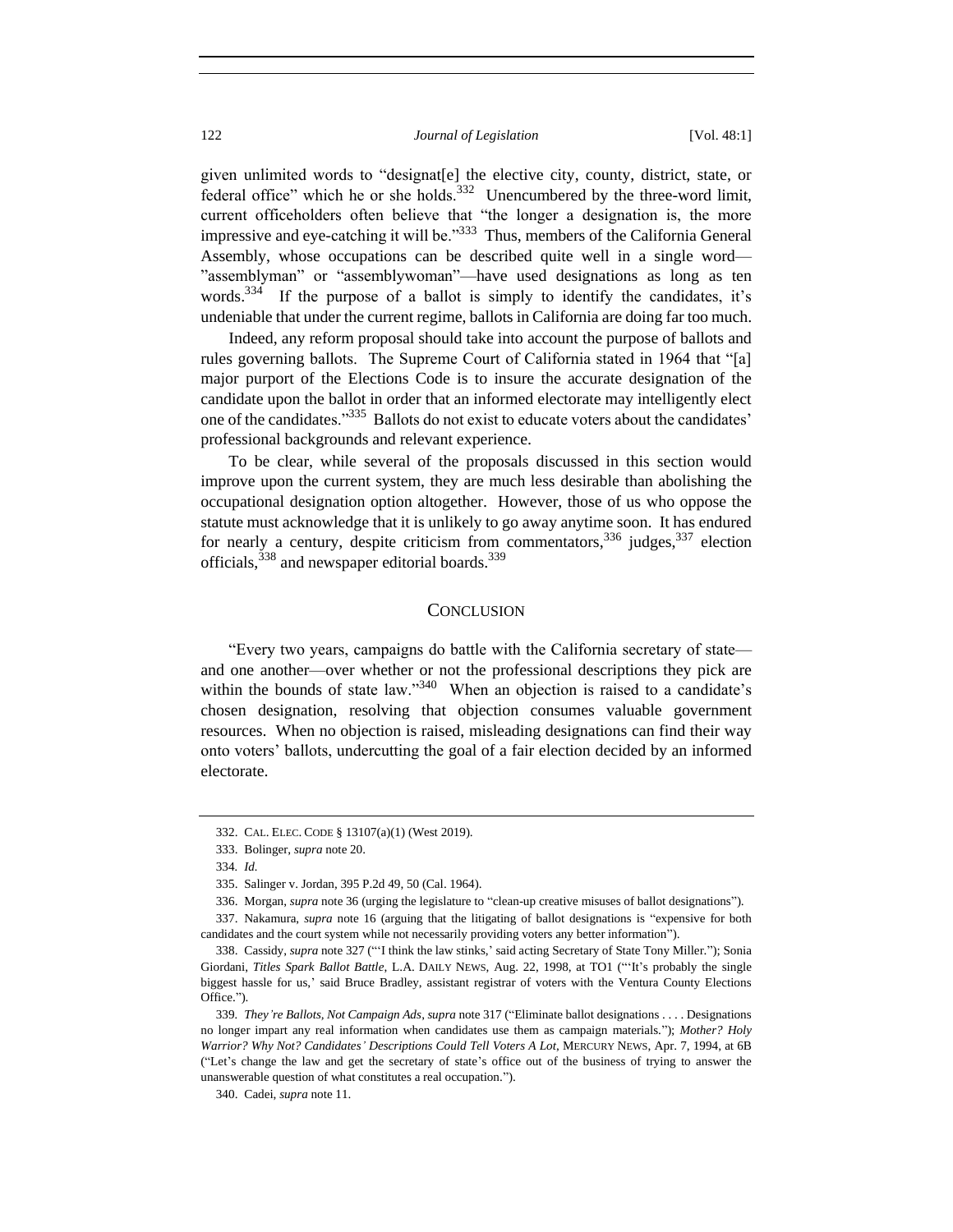given unlimited words to "designat[e] the elective city, county, district, state, or federal office" which he or she holds.[332] Unencumbered by the three-word limit, current officeholders often believe that "the longer a designation is, the more impressive and eye-catching it will be."[333] Thus, members of the California General Assembly, whose occupations can be described quite well in a single word—"assemblyman" or "assemblywoman"—have used designations as long as ten words.[334] If the purpose of a ballot is simply to identify the candidates, it's undeniable that under the current regime, ballots in California are doing far too much.

Indeed, any reform proposal should take into account the purpose of ballots and rules governing ballots. The Supreme Court of California stated in 1964 that "[a] major purport of the Elections Code is to insure the accurate designation of the candidate upon the ballot in order that an informed electorate may intelligently elect one of the candidates."[335] Ballots do not exist to educate voters about the candidates' professional backgrounds and relevant experience.

To be clear, while several of the proposals discussed in this section would improve upon the current system, they are much less desirable than abolishing the occupational designation option altogether. However, those of us who oppose the statute must acknowledge that it is unlikely to go away anytime soon. It has endured for nearly a century, despite criticism from commentators,[336] judges,[337] election officials,[338] and newspaper editorial boards.[339]

## CONCLUSION

"Every two years, campaigns do battle with the California secretary of state—and one another—over whether or not the professional descriptions they pick are within the bounds of state law."[340] When an objection is raised to a candidate's chosen designation, resolving that objection consumes valuable government resources. When no objection is raised, misleading designations can find their way onto voters' ballots, undercutting the goal of a fair election decided by an informed electorate.

---

332. CAL. ELEC. CODE § 13107(a)(1) (West 2019).

333. Bolinger, *supra* note 20.

334. *Id.*

335. Salinger v. Jordan, 395 P.2d 49, 50 (Cal. 1964).

336. Morgan, *supra* note 36 (urging the legislature to "clean-up creative misuses of ballot designations").

337. Nakamura, *supra* note 16 (arguing that the litigating of ballot designations is "expensive for both candidates and the court system while not necessarily providing voters any better information").

338. Cassidy, *supra* note 327 ("'I think the law stinks,' said acting Secretary of State Tony Miller."); Sonia Giordani, *Titles Spark Ballot Battle*, L.A. DAILY NEWS, Aug. 22, 1998, at TO1 ("'It's probably the single biggest hassle for us,' said Bruce Bradley, assistant registrar of voters with the Ventura County Elections Office.").

339. *They're Ballots, Not Campaign Ads*, *supra* note 317 ("Eliminate ballot designations . . . . Designations no longer impart any real information when candidates use them as campaign materials."); *Mother? Holy Warrior? Why Not? Candidates' Descriptions Could Tell Voters A Lot*, MERCURY NEWS, Apr. 7, 1994, at 6B ("Let's change the law and get the secretary of state's office out of the business of trying to answer the unanswerable question of what constitutes a real occupation.").

340. Cadei, *supra* note 11.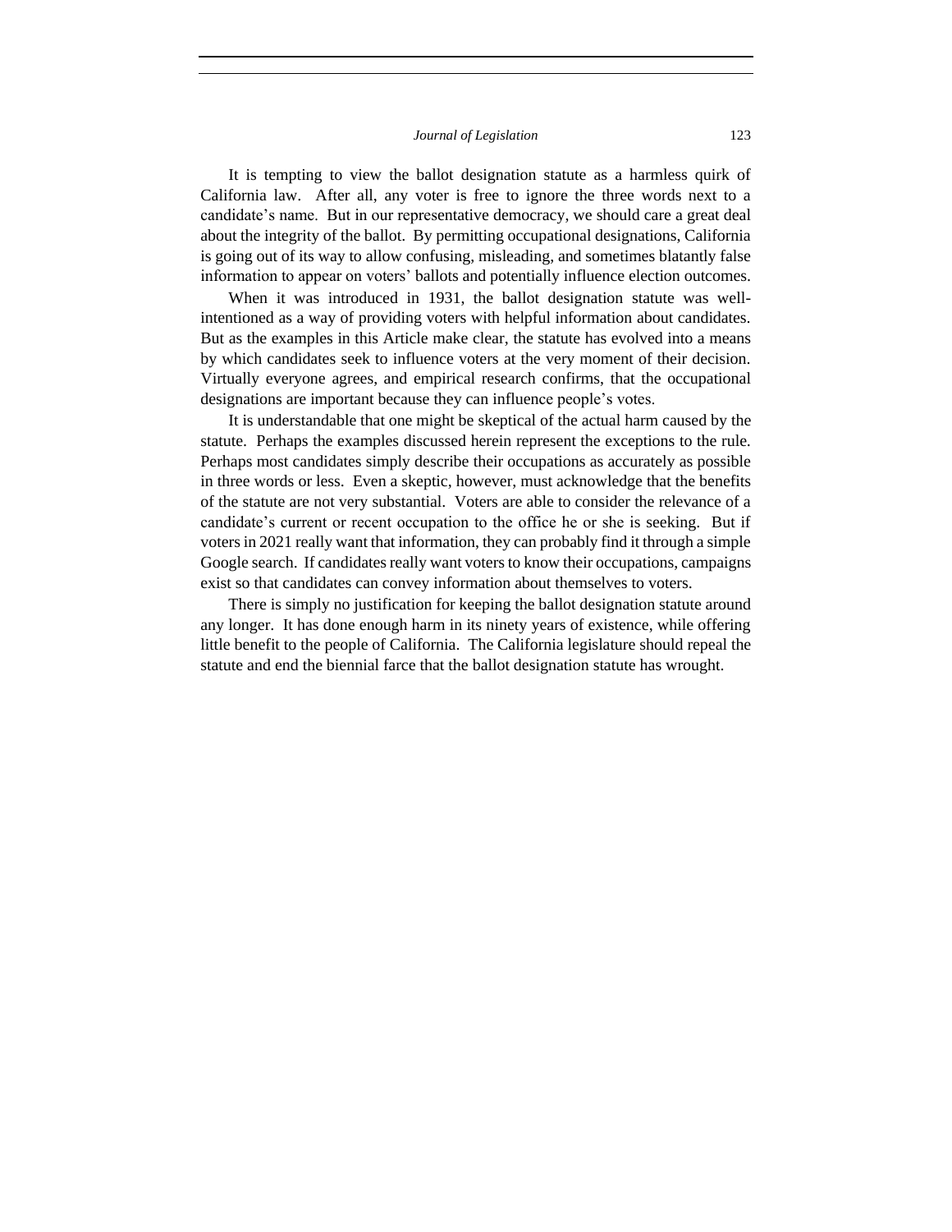It is tempting to view the ballot designation statute as a harmless quirk of California law. After all, any voter is free to ignore the three words next to a candidate's name. But in our representative democracy, we should care a great deal about the integrity of the ballot. By permitting occupational designations, California is going out of its way to allow confusing, misleading, and sometimes blatantly false information to appear on voters' ballots and potentially influence election outcomes.

When it was introduced in 1931, the ballot designation statute was well-intentioned as a way of providing voters with helpful information about candidates. But as the examples in this Article make clear, the statute has evolved into a means by which candidates seek to influence voters at the very moment of their decision. Virtually everyone agrees, and empirical research confirms, that the occupational designations are important because they can influence people's votes.

It is understandable that one might be skeptical of the actual harm caused by the statute. Perhaps the examples discussed herein represent the exceptions to the rule. Perhaps most candidates simply describe their occupations as accurately as possible in three words or less. Even a skeptic, however, must acknowledge that the benefits of the statute are not very substantial. Voters are able to consider the relevance of a candidate's current or recent occupation to the office he or she is seeking. But if voters in 2021 really want that information, they can probably find it through a simple Google search. If candidates really want voters to know their occupations, campaigns exist so that candidates can convey information about themselves to voters.

There is simply no justification for keeping the ballot designation statute around any longer. It has done enough harm in its ninety years of existence, while offering little benefit to the people of California. The California legislature should repeal the statute and end the biennial farce that the ballot designation statute has wrought.